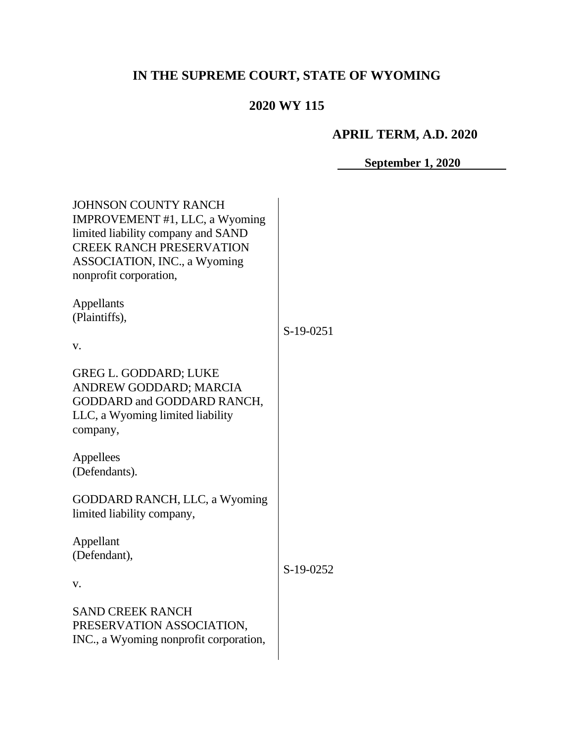# IN THE SUPREME COURT, STATE OF WYOMING

## 2020 WY 115

**APRIL TERM, A.D. 2020**

**September 1, 2020**

JOHNSON COUNTY RANCH IMPROVEMENT #1, LLC, a Wyoming limited liability company and SAND CREEK RANCH PRESERVATION ASSOCIATION, INC., a Wyoming nonprofit corporation,

Appellants (Plaintiffs),

v.

GREG L. GODDARD; LUKE ANDREW GODDARD; MARCIA GODDARD and GODDARD RANCH, LLC, a Wyoming limited liability company,

Appellees (Defendants).

S-19-0251

GODDARD RANCH, LLC, a Wyoming limited liability company,

Appellant (Defendant),

v.

SAND CREEK RANCH PRESERVATION ASSOCIATION, INC., a Wyoming nonprofit corporation,

S-19-0252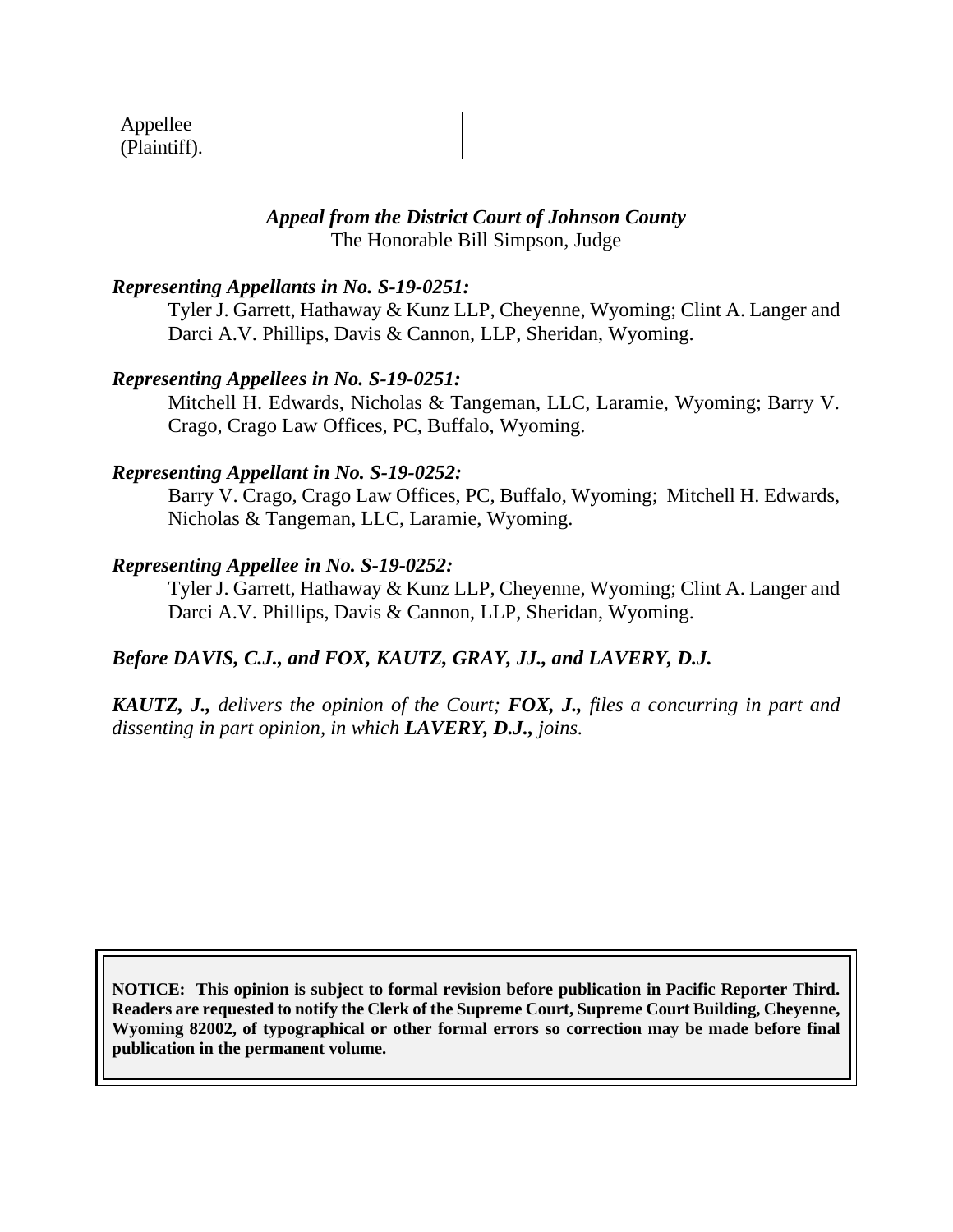Appellee
(Plaintiff).

***Appeal from the District Court of Johnson County***
The Honorable Bill Simpson, Judge

***Representing Appellants in No. S-19-0251:***
Tyler J. Garrett, Hathaway & Kunz LLP, Cheyenne, Wyoming; Clint A. Langer and Darci A.V. Phillips, Davis & Cannon, LLP, Sheridan, Wyoming.

***Representing Appellees in No. S-19-0251:***
Mitchell H. Edwards, Nicholas & Tangeman, LLC, Laramie, Wyoming; Barry V. Crago, Crago Law Offices, PC, Buffalo, Wyoming.

***Representing Appellant in No. S-19-0252:***
Barry V. Crago, Crago Law Offices, PC, Buffalo, Wyoming; Mitchell H. Edwards, Nicholas & Tangeman, LLC, Laramie, Wyoming.

***Representing Appellee in No. S-19-0252:***
Tyler J. Garrett, Hathaway & Kunz LLP, Cheyenne, Wyoming; Clint A. Langer and Darci A.V. Phillips, Davis & Cannon, LLP, Sheridan, Wyoming.

***Before DAVIS, C.J., and FOX, KAUTZ, GRAY, JJ., and LAVERY, D.J.***

***KAUTZ, J.,*** *delivers the opinion of the Court;* ***FOX, J.,*** *files a concurring in part and dissenting in part opinion, in which* ***LAVERY, D.J.,*** *joins.*

**NOTICE: This opinion is subject to formal revision before publication in Pacific Reporter Third. Readers are requested to notify the Clerk of the Supreme Court, Supreme Court Building, Cheyenne, Wyoming 82002, of typographical or other formal errors so correction may be made before final publication in the permanent volume.**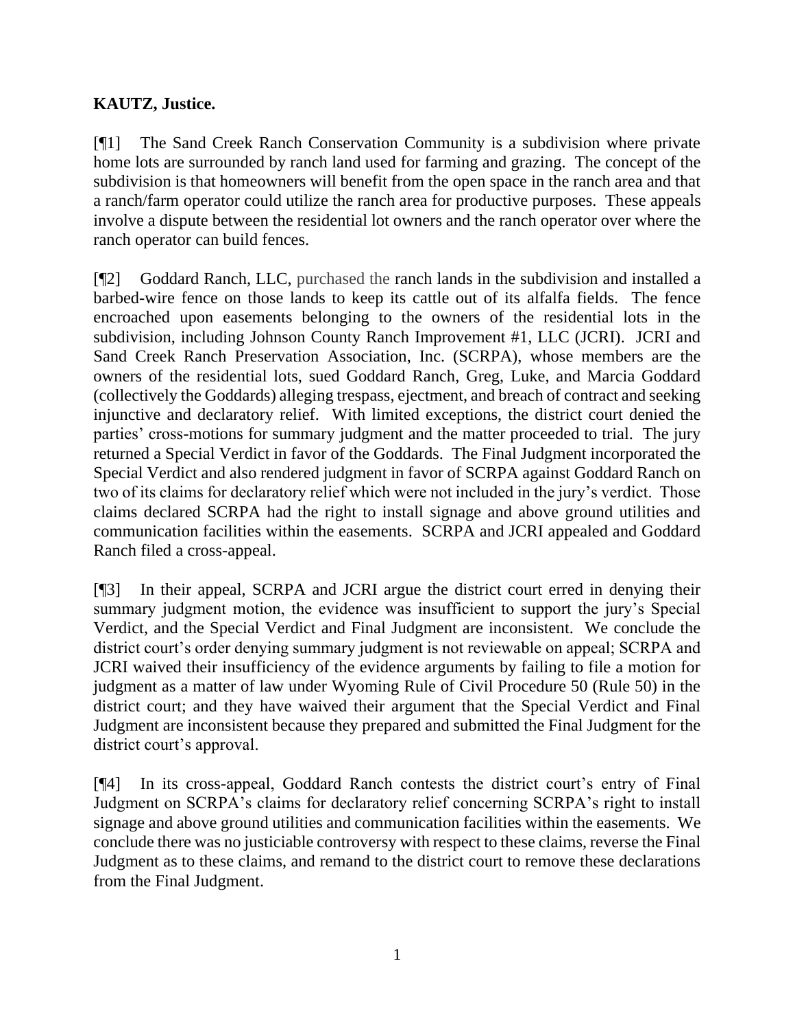**KAUTZ, Justice.**

[¶1] The Sand Creek Ranch Conservation Community is a subdivision where private home lots are surrounded by ranch land used for farming and grazing. The concept of the subdivision is that homeowners will benefit from the open space in the ranch area and that a ranch/farm operator could utilize the ranch area for productive purposes. These appeals involve a dispute between the residential lot owners and the ranch operator over where the ranch operator can build fences.

[¶2] Goddard Ranch, LLC, purchased the ranch lands in the subdivision and installed a barbed-wire fence on those lands to keep its cattle out of its alfalfa fields. The fence encroached upon easements belonging to the owners of the residential lots in the subdivision, including Johnson County Ranch Improvement #1, LLC (JCRI). JCRI and Sand Creek Ranch Preservation Association, Inc. (SCRPA), whose members are the owners of the residential lots, sued Goddard Ranch, Greg, Luke, and Marcia Goddard (collectively the Goddards) alleging trespass, ejectment, and breach of contract and seeking injunctive and declaratory relief. With limited exceptions, the district court denied the parties' cross-motions for summary judgment and the matter proceeded to trial. The jury returned a Special Verdict in favor of the Goddards. The Final Judgment incorporated the Special Verdict and also rendered judgment in favor of SCRPA against Goddard Ranch on two of its claims for declaratory relief which were not included in the jury's verdict. Those claims declared SCRPA had the right to install signage and above ground utilities and communication facilities within the easements. SCRPA and JCRI appealed and Goddard Ranch filed a cross-appeal.

[¶3] In their appeal, SCRPA and JCRI argue the district court erred in denying their summary judgment motion, the evidence was insufficient to support the jury's Special Verdict, and the Special Verdict and Final Judgment are inconsistent. We conclude the district court's order denying summary judgment is not reviewable on appeal; SCRPA and JCRI waived their insufficiency of the evidence arguments by failing to file a motion for judgment as a matter of law under Wyoming Rule of Civil Procedure 50 (Rule 50) in the district court; and they have waived their argument that the Special Verdict and Final Judgment are inconsistent because they prepared and submitted the Final Judgment for the district court's approval.

[¶4] In its cross-appeal, Goddard Ranch contests the district court's entry of Final Judgment on SCRPA's claims for declaratory relief concerning SCRPA's right to install signage and above ground utilities and communication facilities within the easements. We conclude there was no justiciable controversy with respect to these claims, reverse the Final Judgment as to these claims, and remand to the district court to remove these declarations from the Final Judgment.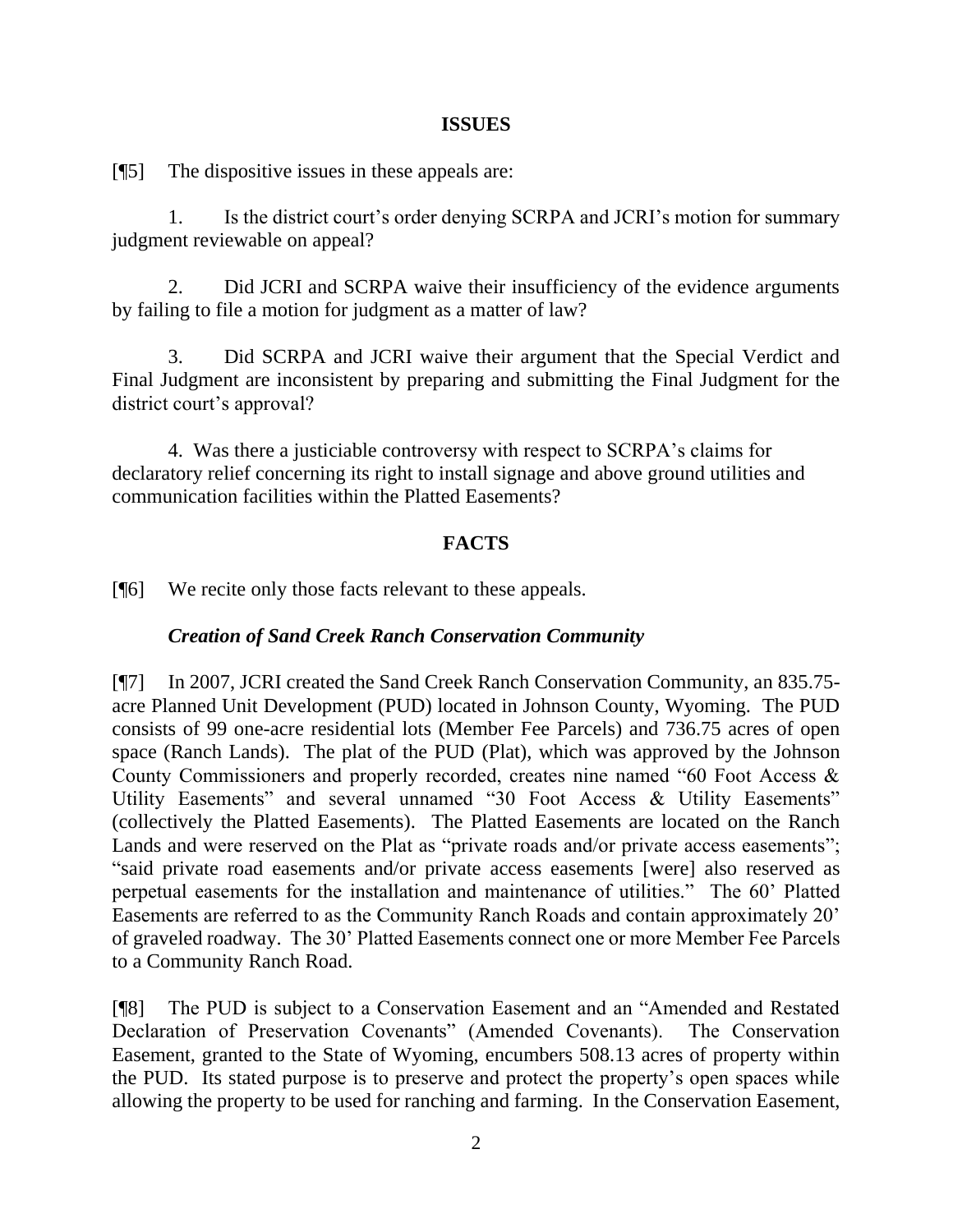## ISSUES

[¶5] The dispositive issues in these appeals are:

1. Is the district court's order denying SCRPA and JCRI's motion for summary judgment reviewable on appeal?

2. Did JCRI and SCRPA waive their insufficiency of the evidence arguments by failing to file a motion for judgment as a matter of law?

3. Did SCRPA and JCRI waive their argument that the Special Verdict and Final Judgment are inconsistent by preparing and submitting the Final Judgment for the district court's approval?

4. Was there a justiciable controversy with respect to SCRPA's claims for declaratory relief concerning its right to install signage and above ground utilities and communication facilities within the Platted Easements?

## FACTS

[¶6] We recite only those facts relevant to these appeals.

### *Creation of Sand Creek Ranch Conservation Community*

[¶7] In 2007, JCRI created the Sand Creek Ranch Conservation Community, an 835.75-acre Planned Unit Development (PUD) located in Johnson County, Wyoming. The PUD consists of 99 one-acre residential lots (Member Fee Parcels) and 736.75 acres of open space (Ranch Lands). The plat of the PUD (Plat), which was approved by the Johnson County Commissioners and properly recorded, creates nine named "60 Foot Access & Utility Easements" and several unnamed "30 Foot Access & Utility Easements" (collectively the Platted Easements). The Platted Easements are located on the Ranch Lands and were reserved on the Plat as "private roads and/or private access easements"; "said private road easements and/or private access easements [were] also reserved as perpetual easements for the installation and maintenance of utilities." The 60' Platted Easements are referred to as the Community Ranch Roads and contain approximately 20' of graveled roadway. The 30' Platted Easements connect one or more Member Fee Parcels to a Community Ranch Road.

[¶8] The PUD is subject to a Conservation Easement and an "Amended and Restated Declaration of Preservation Covenants" (Amended Covenants). The Conservation Easement, granted to the State of Wyoming, encumbers 508.13 acres of property within the PUD. Its stated purpose is to preserve and protect the property's open spaces while allowing the property to be used for ranching and farming. In the Conservation Easement,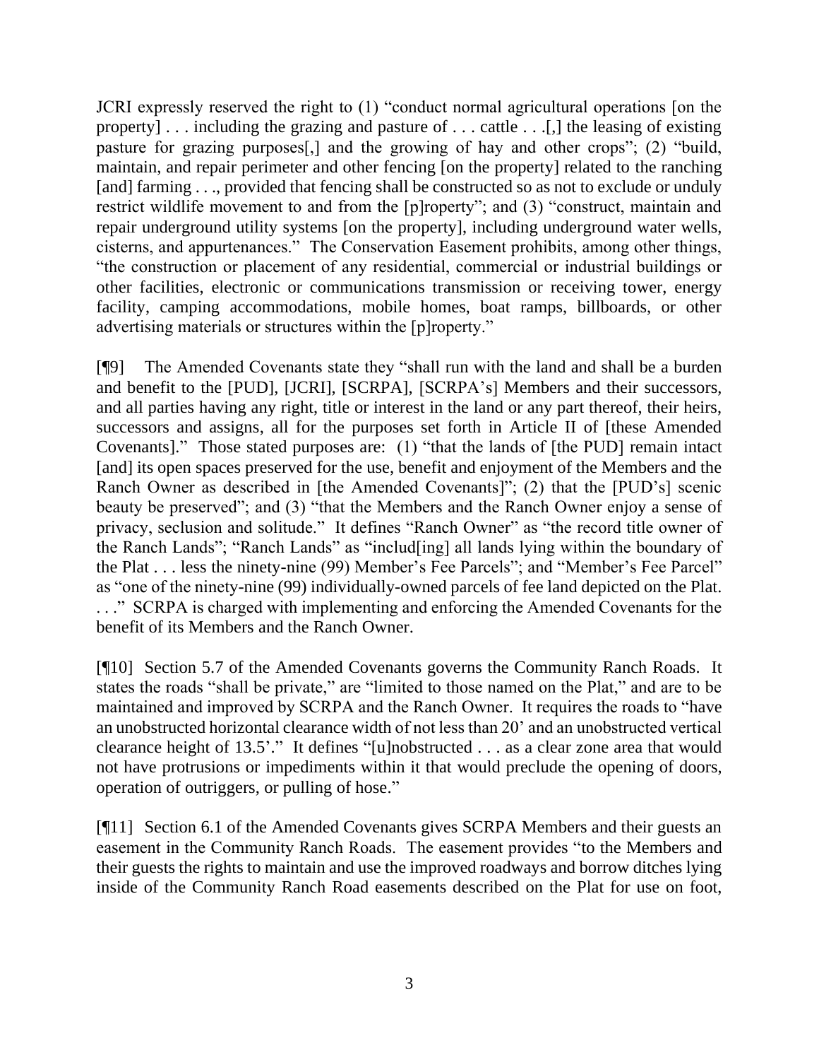JCRI expressly reserved the right to (1) "conduct normal agricultural operations [on the property] . . . including the grazing and pasture of . . . cattle . . .[,] the leasing of existing pasture for grazing purposes[,] and the growing of hay and other crops"; (2) "build, maintain, and repair perimeter and other fencing [on the property] related to the ranching [and] farming . . ., provided that fencing shall be constructed so as not to exclude or unduly restrict wildlife movement to and from the [p]roperty"; and (3) "construct, maintain and repair underground utility systems [on the property], including underground water wells, cisterns, and appurtenances." The Conservation Easement prohibits, among other things, "the construction or placement of any residential, commercial or industrial buildings or other facilities, electronic or communications transmission or receiving tower, energy facility, camping accommodations, mobile homes, boat ramps, billboards, or other advertising materials or structures within the [p]roperty."

[¶9] The Amended Covenants state they "shall run with the land and shall be a burden and benefit to the [PUD], [JCRI], [SCRPA], [SCRPA's] Members and their successors, and all parties having any right, title or interest in the land or any part thereof, their heirs, successors and assigns, all for the purposes set forth in Article II of [these Amended Covenants]." Those stated purposes are: (1) "that the lands of [the PUD] remain intact [and] its open spaces preserved for the use, benefit and enjoyment of the Members and the Ranch Owner as described in [the Amended Covenants]"; (2) that the [PUD's] scenic beauty be preserved"; and (3) "that the Members and the Ranch Owner enjoy a sense of privacy, seclusion and solitude." It defines "Ranch Owner" as "the record title owner of the Ranch Lands"; "Ranch Lands" as "includ[ing] all lands lying within the boundary of the Plat . . . less the ninety-nine (99) Member's Fee Parcels"; and "Member's Fee Parcel" as "one of the ninety-nine (99) individually-owned parcels of fee land depicted on the Plat. . . ." SCRPA is charged with implementing and enforcing the Amended Covenants for the benefit of its Members and the Ranch Owner.

[¶10] Section 5.7 of the Amended Covenants governs the Community Ranch Roads. It states the roads "shall be private," are "limited to those named on the Plat," and are to be maintained and improved by SCRPA and the Ranch Owner. It requires the roads to "have an unobstructed horizontal clearance width of not less than 20' and an unobstructed vertical clearance height of 13.5'." It defines "[u]nobstructed . . . as a clear zone area that would not have protrusions or impediments within it that would preclude the opening of doors, operation of outriggers, or pulling of hose."

[¶11] Section 6.1 of the Amended Covenants gives SCRPA Members and their guests an easement in the Community Ranch Roads. The easement provides "to the Members and their guests the rights to maintain and use the improved roadways and borrow ditches lying inside of the Community Ranch Road easements described on the Plat for use on foot,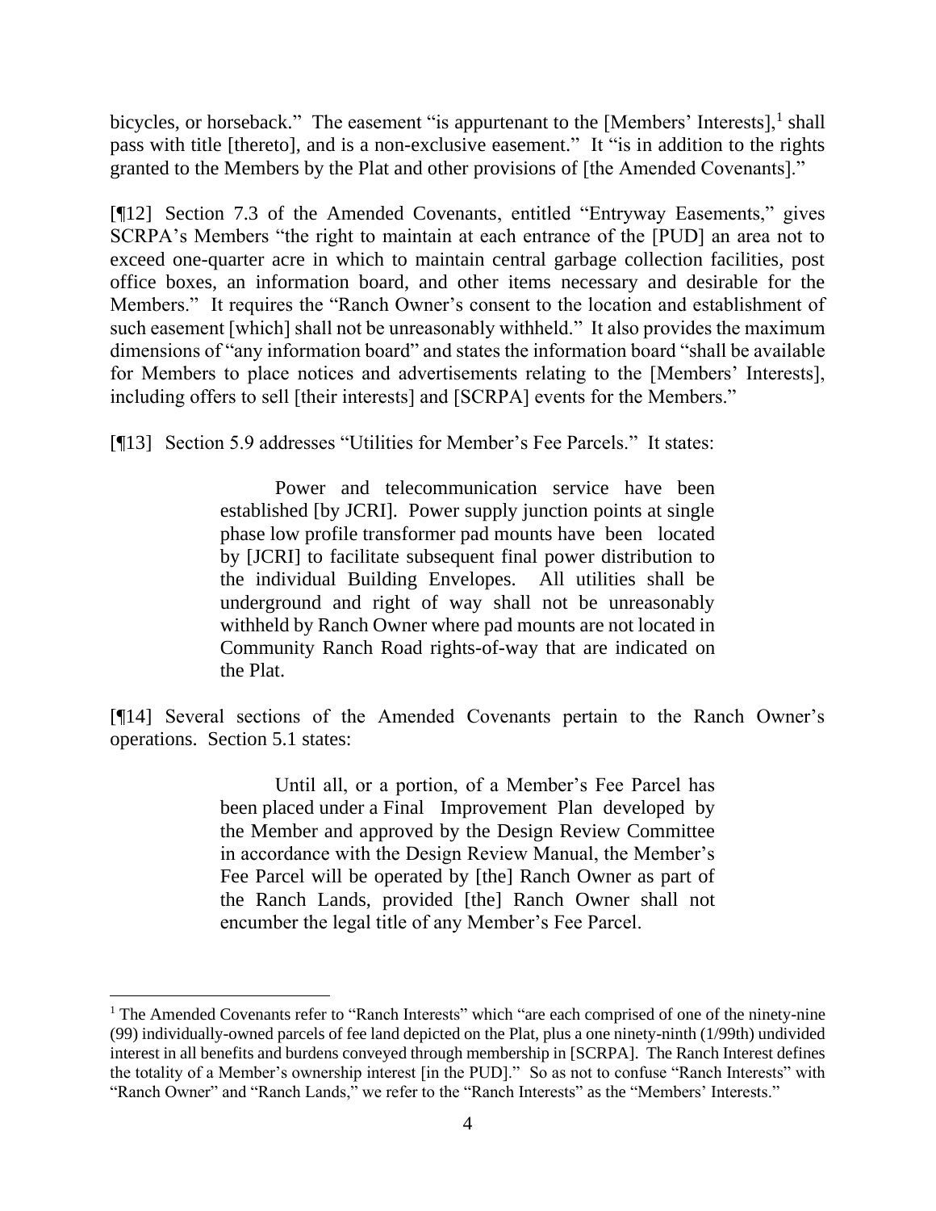bicycles, or horseback." The easement "is appurtenant to the [Members' Interests],[1] shall pass with title [thereto], and is a non-exclusive easement." It "is in addition to the rights granted to the Members by the Plat and other provisions of [the Amended Covenants]."

[¶12] Section 7.3 of the Amended Covenants, entitled "Entryway Easements," gives SCRPA's Members "the right to maintain at each entrance of the [PUD] an area not to exceed one-quarter acre in which to maintain central garbage collection facilities, post office boxes, an information board, and other items necessary and desirable for the Members." It requires the "Ranch Owner's consent to the location and establishment of such easement [which] shall not be unreasonably withheld." It also provides the maximum dimensions of "any information board" and states the information board "shall be available for Members to place notices and advertisements relating to the [Members' Interests], including offers to sell [their interests] and [SCRPA] events for the Members."

[¶13] Section 5.9 addresses "Utilities for Member's Fee Parcels." It states:

> Power and telecommunication service have been established [by JCRI]. Power supply junction points at single phase low profile transformer pad mounts have been located by [JCRI] to facilitate subsequent final power distribution to the individual Building Envelopes. All utilities shall be underground and right of way shall not be unreasonably withheld by Ranch Owner where pad mounts are not located in Community Ranch Road rights-of-way that are indicated on the Plat.

[¶14] Several sections of the Amended Covenants pertain to the Ranch Owner's operations. Section 5.1 states:

> Until all, or a portion, of a Member's Fee Parcel has been placed under a Final Improvement Plan developed by the Member and approved by the Design Review Committee in accordance with the Design Review Manual, the Member's Fee Parcel will be operated by [the] Ranch Owner as part of the Ranch Lands, provided [the] Ranch Owner shall not encumber the legal title of any Member's Fee Parcel.

---

[1] The Amended Covenants refer to "Ranch Interests" which "are each comprised of one of the ninety-nine (99) individually-owned parcels of fee land depicted on the Plat, plus a one ninety-ninth (1/99th) undivided interest in all benefits and burdens conveyed through membership in [SCRPA]. The Ranch Interest defines the totality of a Member's ownership interest [in the PUD]." So as not to confuse "Ranch Interests" with "Ranch Owner" and "Ranch Lands," we refer to the "Ranch Interests" as the "Members' Interests."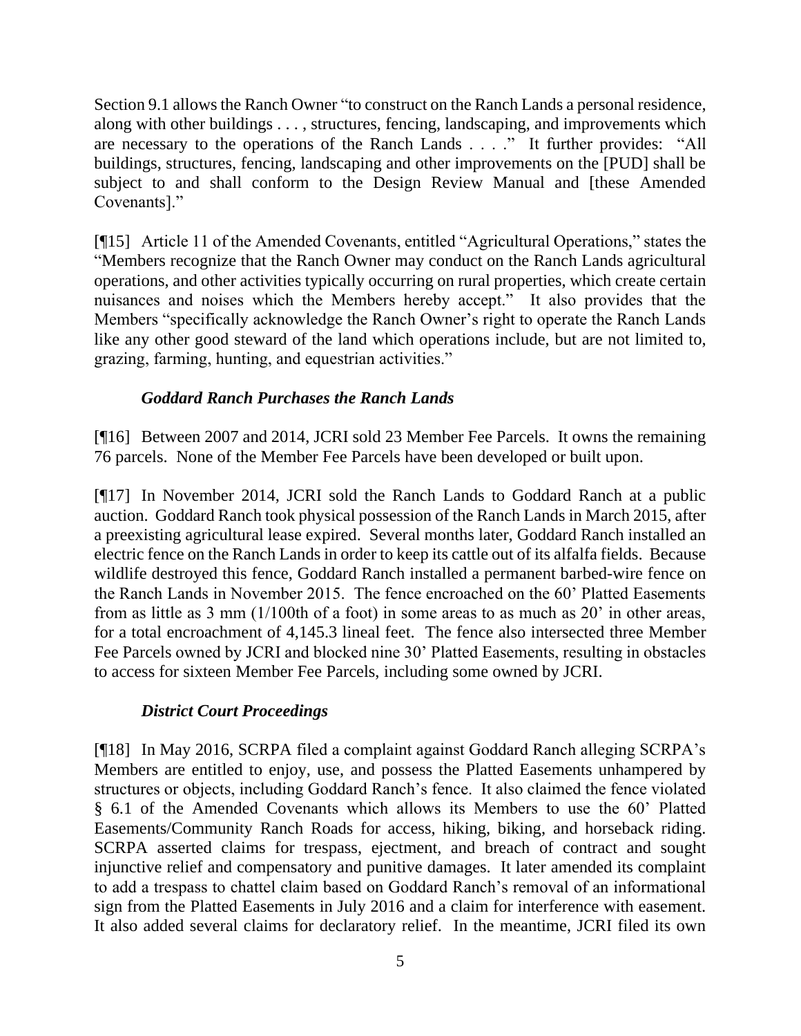Section 9.1 allows the Ranch Owner "to construct on the Ranch Lands a personal residence, along with other buildings . . . , structures, fencing, landscaping, and improvements which are necessary to the operations of the Ranch Lands . . . ." It further provides: "All buildings, structures, fencing, landscaping and other improvements on the [PUD] shall be subject to and shall conform to the Design Review Manual and [these Amended Covenants]."

[¶15] Article 11 of the Amended Covenants, entitled "Agricultural Operations," states the "Members recognize that the Ranch Owner may conduct on the Ranch Lands agricultural operations, and other activities typically occurring on rural properties, which create certain nuisances and noises which the Members hereby accept." It also provides that the Members "specifically acknowledge the Ranch Owner's right to operate the Ranch Lands like any other good steward of the land which operations include, but are not limited to, grazing, farming, hunting, and equestrian activities."

### *Goddard Ranch Purchases the Ranch Lands*

[¶16] Between 2007 and 2014, JCRI sold 23 Member Fee Parcels. It owns the remaining 76 parcels. None of the Member Fee Parcels have been developed or built upon.

[¶17] In November 2014, JCRI sold the Ranch Lands to Goddard Ranch at a public auction. Goddard Ranch took physical possession of the Ranch Lands in March 2015, after a preexisting agricultural lease expired. Several months later, Goddard Ranch installed an electric fence on the Ranch Lands in order to keep its cattle out of its alfalfa fields. Because wildlife destroyed this fence, Goddard Ranch installed a permanent barbed-wire fence on the Ranch Lands in November 2015. The fence encroached on the 60' Platted Easements from as little as 3 mm (1/100th of a foot) in some areas to as much as 20' in other areas, for a total encroachment of 4,145.3 lineal feet. The fence also intersected three Member Fee Parcels owned by JCRI and blocked nine 30' Platted Easements, resulting in obstacles to access for sixteen Member Fee Parcels, including some owned by JCRI.

### *District Court Proceedings*

[¶18] In May 2016, SCRPA filed a complaint against Goddard Ranch alleging SCRPA's Members are entitled to enjoy, use, and possess the Platted Easements unhampered by structures or objects, including Goddard Ranch's fence. It also claimed the fence violated § 6.1 of the Amended Covenants which allows its Members to use the 60' Platted Easements/Community Ranch Roads for access, hiking, biking, and horseback riding. SCRPA asserted claims for trespass, ejectment, and breach of contract and sought injunctive relief and compensatory and punitive damages. It later amended its complaint to add a trespass to chattel claim based on Goddard Ranch's removal of an informational sign from the Platted Easements in July 2016 and a claim for interference with easement. It also added several claims for declaratory relief. In the meantime, JCRI filed its own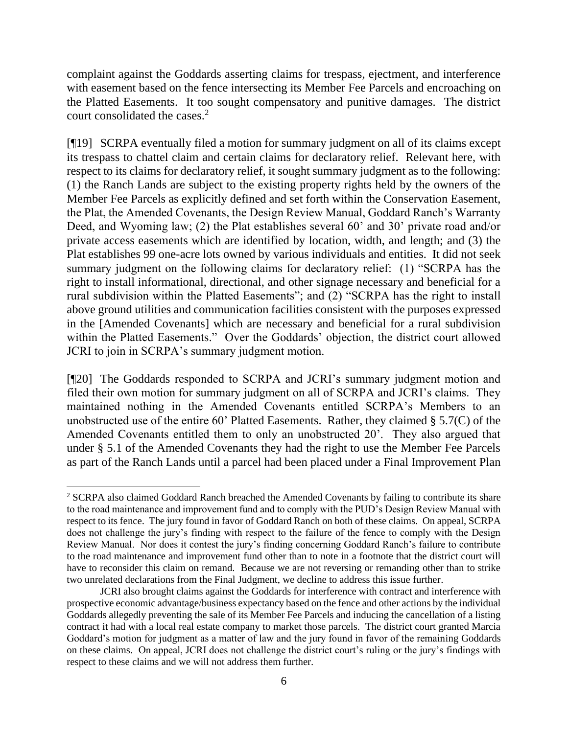complaint against the Goddards asserting claims for trespass, ejectment, and interference with easement based on the fence intersecting its Member Fee Parcels and encroaching on the Platted Easements. It too sought compensatory and punitive damages. The district court consolidated the cases.[2]

[¶19] SCRPA eventually filed a motion for summary judgment on all of its claims except its trespass to chattel claim and certain claims for declaratory relief. Relevant here, with respect to its claims for declaratory relief, it sought summary judgment as to the following: (1) the Ranch Lands are subject to the existing property rights held by the owners of the Member Fee Parcels as explicitly defined and set forth within the Conservation Easement, the Plat, the Amended Covenants, the Design Review Manual, Goddard Ranch's Warranty Deed, and Wyoming law; (2) the Plat establishes several 60' and 30' private road and/or private access easements which are identified by location, width, and length; and (3) the Plat establishes 99 one-acre lots owned by various individuals and entities. It did not seek summary judgment on the following claims for declaratory relief: (1) "SCRPA has the right to install informational, directional, and other signage necessary and beneficial for a rural subdivision within the Platted Easements"; and (2) "SCRPA has the right to install above ground utilities and communication facilities consistent with the purposes expressed in the [Amended Covenants] which are necessary and beneficial for a rural subdivision within the Platted Easements." Over the Goddards' objection, the district court allowed JCRI to join in SCRPA's summary judgment motion.

[¶20] The Goddards responded to SCRPA and JCRI's summary judgment motion and filed their own motion for summary judgment on all of SCRPA and JCRI's claims. They maintained nothing in the Amended Covenants entitled SCRPA's Members to an unobstructed use of the entire 60' Platted Easements. Rather, they claimed § 5.7(C) of the Amended Covenants entitled them to only an unobstructed 20'. They also argued that under § 5.1 of the Amended Covenants they had the right to use the Member Fee Parcels as part of the Ranch Lands until a parcel had been placed under a Final Improvement Plan

---

[2] SCRPA also claimed Goddard Ranch breached the Amended Covenants by failing to contribute its share to the road maintenance and improvement fund and to comply with the PUD's Design Review Manual with respect to its fence. The jury found in favor of Goddard Ranch on both of these claims. On appeal, SCRPA does not challenge the jury's finding with respect to the failure of the fence to comply with the Design Review Manual. Nor does it contest the jury's finding concerning Goddard Ranch's failure to contribute to the road maintenance and improvement fund other than to note in a footnote that the district court will have to reconsider this claim on remand. Because we are not reversing or remanding other than to strike two unrelated declarations from the Final Judgment, we decline to address this issue further.

JCRI also brought claims against the Goddards for interference with contract and interference with prospective economic advantage/business expectancy based on the fence and other actions by the individual Goddards allegedly preventing the sale of its Member Fee Parcels and inducing the cancellation of a listing contract it had with a local real estate company to market those parcels. The district court granted Marcia Goddard's motion for judgment as a matter of law and the jury found in favor of the remaining Goddards on these claims. On appeal, JCRI does not challenge the district court's ruling or the jury's findings with respect to these claims and we will not address them further.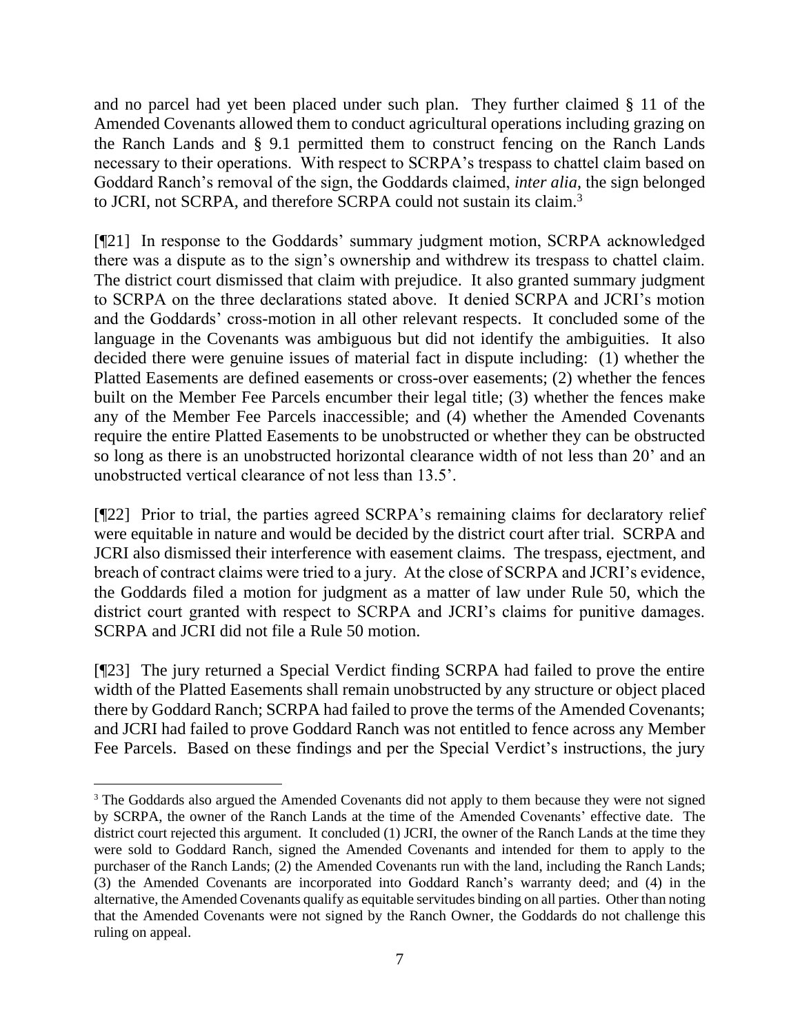and no parcel had yet been placed under such plan. They further claimed § 11 of the Amended Covenants allowed them to conduct agricultural operations including grazing on the Ranch Lands and § 9.1 permitted them to construct fencing on the Ranch Lands necessary to their operations. With respect to SCRPA's trespass to chattel claim based on Goddard Ranch's removal of the sign, the Goddards claimed, *inter alia*, the sign belonged to JCRI, not SCRPA, and therefore SCRPA could not sustain its claim.[3]

[¶21] In response to the Goddards' summary judgment motion, SCRPA acknowledged there was a dispute as to the sign's ownership and withdrew its trespass to chattel claim. The district court dismissed that claim with prejudice. It also granted summary judgment to SCRPA on the three declarations stated above. It denied SCRPA and JCRI's motion and the Goddards' cross-motion in all other relevant respects. It concluded some of the language in the Covenants was ambiguous but did not identify the ambiguities. It also decided there were genuine issues of material fact in dispute including: (1) whether the Platted Easements are defined easements or cross-over easements; (2) whether the fences built on the Member Fee Parcels encumber their legal title; (3) whether the fences make any of the Member Fee Parcels inaccessible; and (4) whether the Amended Covenants require the entire Platted Easements to be unobstructed or whether they can be obstructed so long as there is an unobstructed horizontal clearance width of not less than 20' and an unobstructed vertical clearance of not less than 13.5'.

[¶22] Prior to trial, the parties agreed SCRPA's remaining claims for declaratory relief were equitable in nature and would be decided by the district court after trial. SCRPA and JCRI also dismissed their interference with easement claims. The trespass, ejectment, and breach of contract claims were tried to a jury. At the close of SCRPA and JCRI's evidence, the Goddards filed a motion for judgment as a matter of law under Rule 50, which the district court granted with respect to SCRPA and JCRI's claims for punitive damages. SCRPA and JCRI did not file a Rule 50 motion.

[¶23] The jury returned a Special Verdict finding SCRPA had failed to prove the entire width of the Platted Easements shall remain unobstructed by any structure or object placed there by Goddard Ranch; SCRPA had failed to prove the terms of the Amended Covenants; and JCRI had failed to prove Goddard Ranch was not entitled to fence across any Member Fee Parcels. Based on these findings and per the Special Verdict's instructions, the jury

---

[3] The Goddards also argued the Amended Covenants did not apply to them because they were not signed by SCRPA, the owner of the Ranch Lands at the time of the Amended Covenants' effective date. The district court rejected this argument. It concluded (1) JCRI, the owner of the Ranch Lands at the time they were sold to Goddard Ranch, signed the Amended Covenants and intended for them to apply to the purchaser of the Ranch Lands; (2) the Amended Covenants run with the land, including the Ranch Lands; (3) the Amended Covenants are incorporated into Goddard Ranch's warranty deed; and (4) in the alternative, the Amended Covenants qualify as equitable servitudes binding on all parties. Other than noting that the Amended Covenants were not signed by the Ranch Owner, the Goddards do not challenge this ruling on appeal.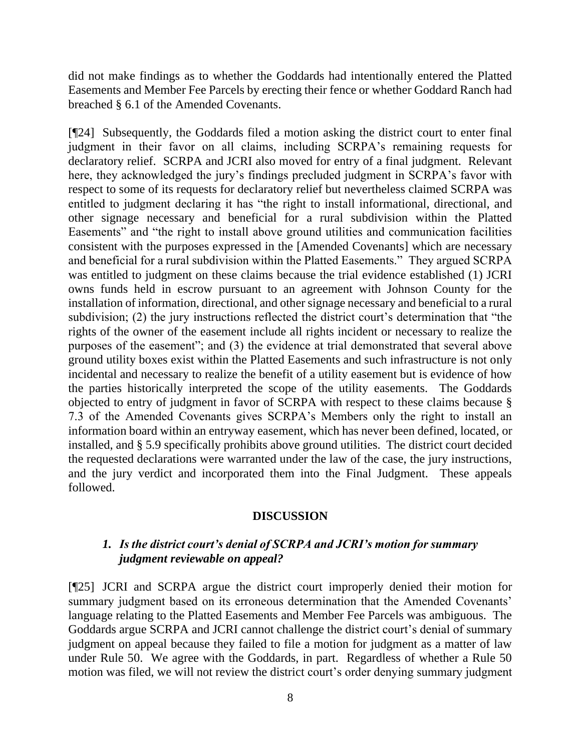did not make findings as to whether the Goddards had intentionally entered the Platted Easements and Member Fee Parcels by erecting their fence or whether Goddard Ranch had breached § 6.1 of the Amended Covenants.

[¶24] Subsequently, the Goddards filed a motion asking the district court to enter final judgment in their favor on all claims, including SCRPA's remaining requests for declaratory relief. SCRPA and JCRI also moved for entry of a final judgment. Relevant here, they acknowledged the jury's findings precluded judgment in SCRPA's favor with respect to some of its requests for declaratory relief but nevertheless claimed SCRPA was entitled to judgment declaring it has "the right to install informational, directional, and other signage necessary and beneficial for a rural subdivision within the Platted Easements" and "the right to install above ground utilities and communication facilities consistent with the purposes expressed in the [Amended Covenants] which are necessary and beneficial for a rural subdivision within the Platted Easements." They argued SCRPA was entitled to judgment on these claims because the trial evidence established (1) JCRI owns funds held in escrow pursuant to an agreement with Johnson County for the installation of information, directional, and other signage necessary and beneficial to a rural subdivision; (2) the jury instructions reflected the district court's determination that "the rights of the owner of the easement include all rights incident or necessary to realize the purposes of the easement"; and (3) the evidence at trial demonstrated that several above ground utility boxes exist within the Platted Easements and such infrastructure is not only incidental and necessary to realize the benefit of a utility easement but is evidence of how the parties historically interpreted the scope of the utility easements. The Goddards objected to entry of judgment in favor of SCRPA with respect to these claims because § 7.3 of the Amended Covenants gives SCRPA's Members only the right to install an information board within an entryway easement, which has never been defined, located, or installed, and § 5.9 specifically prohibits above ground utilities. The district court decided the requested declarations were warranted under the law of the case, the jury instructions, and the jury verdict and incorporated them into the Final Judgment. These appeals followed.

## DISCUSSION

### *1. Is the district court's denial of SCRPA and JCRI's motion for summary judgment reviewable on appeal?*

[¶25] JCRI and SCRPA argue the district court improperly denied their motion for summary judgment based on its erroneous determination that the Amended Covenants' language relating to the Platted Easements and Member Fee Parcels was ambiguous. The Goddards argue SCRPA and JCRI cannot challenge the district court's denial of summary judgment on appeal because they failed to file a motion for judgment as a matter of law under Rule 50. We agree with the Goddards, in part. Regardless of whether a Rule 50 motion was filed, we will not review the district court's order denying summary judgment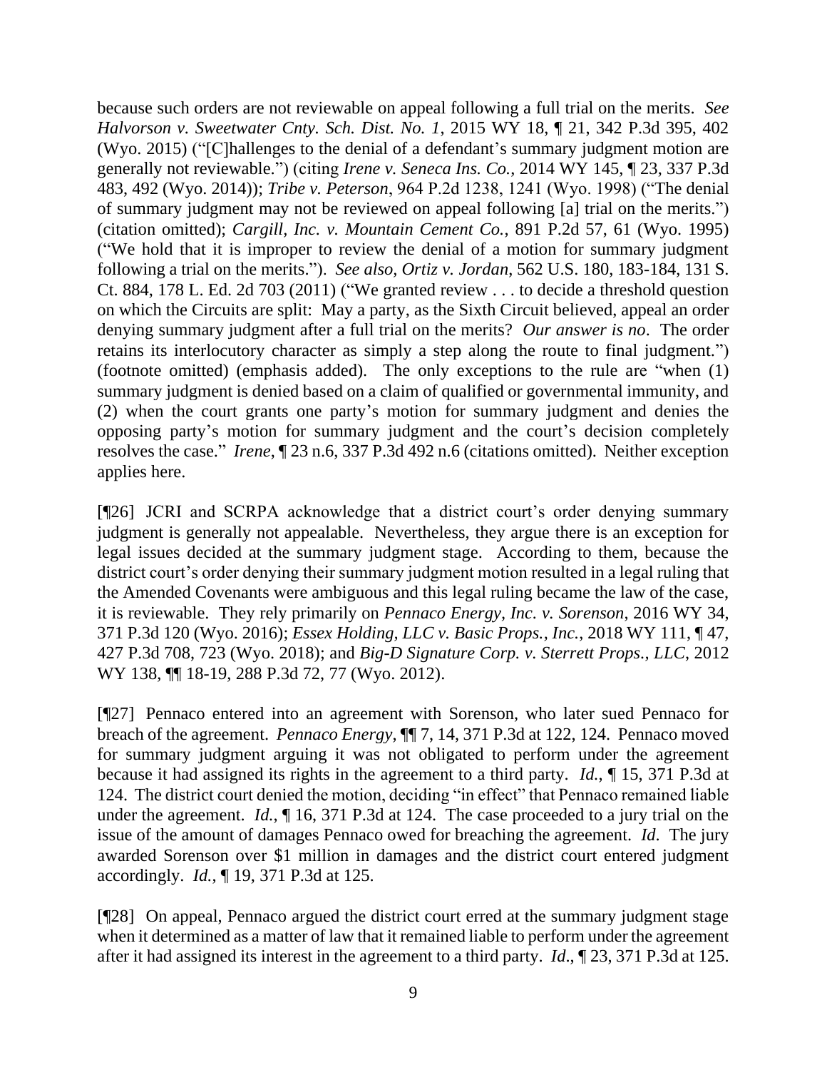because such orders are not reviewable on appeal following a full trial on the merits. *See Halvorson v. Sweetwater Cnty. Sch. Dist. No. 1*, 2015 WY 18, ¶ 21, 342 P.3d 395, 402 (Wyo. 2015) ("[C]hallenges to the denial of a defendant's summary judgment motion are generally not reviewable.") (citing *Irene v. Seneca Ins. Co.*, 2014 WY 145, ¶ 23, 337 P.3d 483, 492 (Wyo. 2014)); *Tribe v. Peterson*, 964 P.2d 1238, 1241 (Wyo. 1998) ("The denial of summary judgment may not be reviewed on appeal following [a] trial on the merits.") (citation omitted); *Cargill, Inc. v. Mountain Cement Co.*, 891 P.2d 57, 61 (Wyo. 1995) ("We hold that it is improper to review the denial of a motion for summary judgment following a trial on the merits."). *See also, Ortiz v. Jordan*, 562 U.S. 180, 183-184, 131 S. Ct. 884, 178 L. Ed. 2d 703 (2011) ("We granted review . . . to decide a threshold question on which the Circuits are split: May a party, as the Sixth Circuit believed, appeal an order denying summary judgment after a full trial on the merits? *Our answer is no*. The order retains its interlocutory character as simply a step along the route to final judgment.") (footnote omitted) (emphasis added). The only exceptions to the rule are "when (1) summary judgment is denied based on a claim of qualified or governmental immunity, and (2) when the court grants one party's motion for summary judgment and denies the opposing party's motion for summary judgment and the court's decision completely resolves the case." *Irene*, ¶ 23 n.6, 337 P.3d 492 n.6 (citations omitted). Neither exception applies here.

[¶26] JCRI and SCRPA acknowledge that a district court's order denying summary judgment is generally not appealable. Nevertheless, they argue there is an exception for legal issues decided at the summary judgment stage. According to them, because the district court's order denying their summary judgment motion resulted in a legal ruling that the Amended Covenants were ambiguous and this legal ruling became the law of the case, it is reviewable. They rely primarily on *Pennaco Energy, Inc. v. Sorenson*, 2016 WY 34, 371 P.3d 120 (Wyo. 2016); *Essex Holding, LLC v. Basic Props., Inc.*, 2018 WY 111, ¶ 47, 427 P.3d 708, 723 (Wyo. 2018); and *Big-D Signature Corp. v. Sterrett Props., LLC*, 2012 WY 138, ¶¶ 18-19, 288 P.3d 72, 77 (Wyo. 2012).

[¶27] Pennaco entered into an agreement with Sorenson, who later sued Pennaco for breach of the agreement. *Pennaco Energy*, ¶¶ 7, 14, 371 P.3d at 122, 124. Pennaco moved for summary judgment arguing it was not obligated to perform under the agreement because it had assigned its rights in the agreement to a third party. *Id.*, ¶ 15, 371 P.3d at 124. The district court denied the motion, deciding "in effect" that Pennaco remained liable under the agreement. *Id.*, ¶ 16, 371 P.3d at 124. The case proceeded to a jury trial on the issue of the amount of damages Pennaco owed for breaching the agreement. *Id*. The jury awarded Sorenson over $1 million in damages and the district court entered judgment accordingly. *Id.*, ¶ 19, 371 P.3d at 125.

[¶28] On appeal, Pennaco argued the district court erred at the summary judgment stage when it determined as a matter of law that it remained liable to perform under the agreement after it had assigned its interest in the agreement to a third party. *Id*., ¶ 23, 371 P.3d at 125.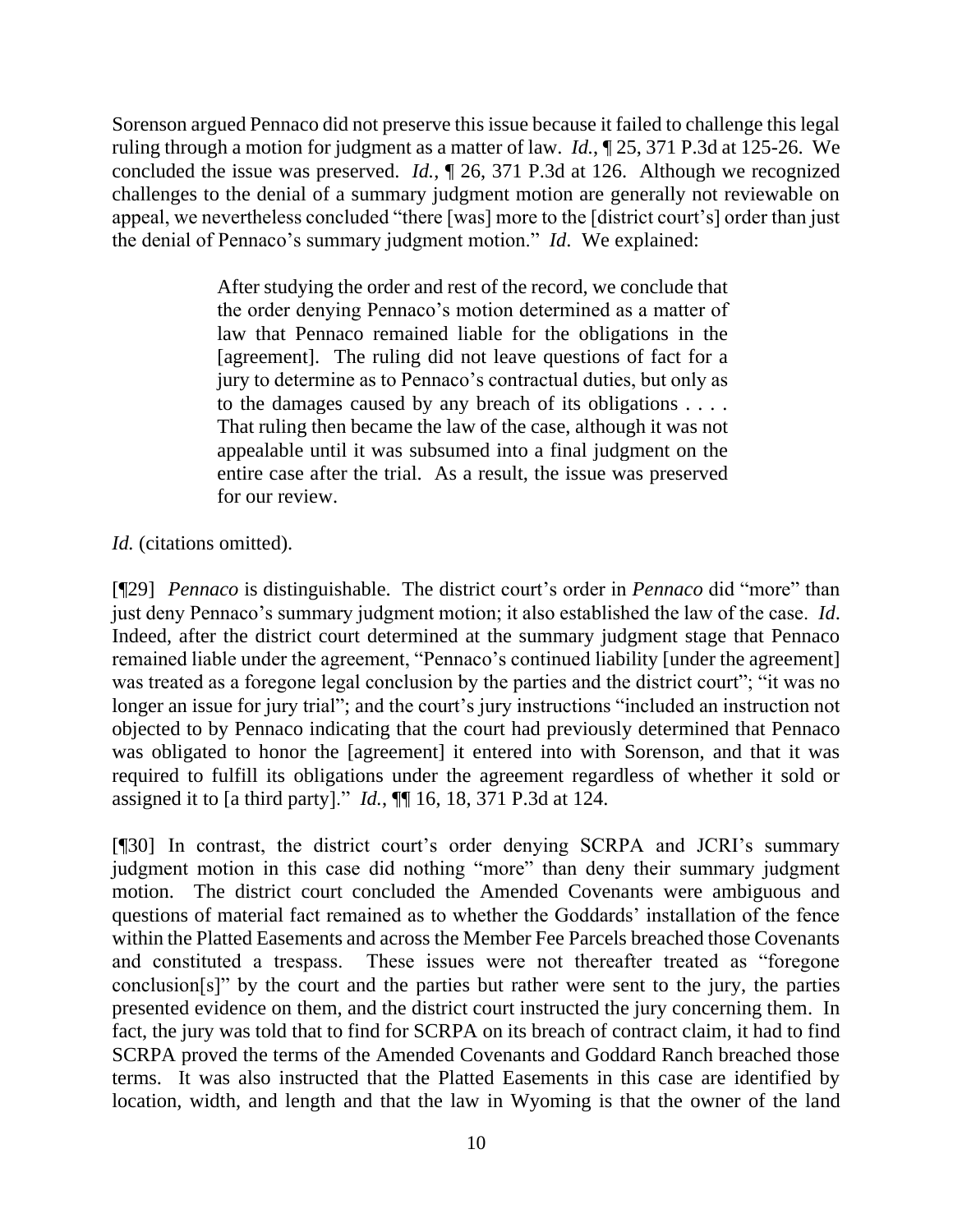Sorenson argued Pennaco did not preserve this issue because it failed to challenge this legal ruling through a motion for judgment as a matter of law. *Id.*, ¶ 25, 371 P.3d at 125-26. We concluded the issue was preserved. *Id.*, ¶ 26, 371 P.3d at 126. Although we recognized challenges to the denial of a summary judgment motion are generally not reviewable on appeal, we nevertheless concluded "there [was] more to the [district court's] order than just the denial of Pennaco's summary judgment motion." *Id*. We explained:

> After studying the order and rest of the record, we conclude that the order denying Pennaco's motion determined as a matter of law that Pennaco remained liable for the obligations in the [agreement]. The ruling did not leave questions of fact for a jury to determine as to Pennaco's contractual duties, but only as to the damages caused by any breach of its obligations . . . . That ruling then became the law of the case, although it was not appealable until it was subsumed into a final judgment on the entire case after the trial. As a result, the issue was preserved for our review.

*Id.* (citations omitted).

[¶29] *Pennaco* is distinguishable. The district court's order in *Pennaco* did "more" than just deny Pennaco's summary judgment motion; it also established the law of the case. *Id*. Indeed, after the district court determined at the summary judgment stage that Pennaco remained liable under the agreement, "Pennaco's continued liability [under the agreement] was treated as a foregone legal conclusion by the parties and the district court"; "it was no longer an issue for jury trial"; and the court's jury instructions "included an instruction not objected to by Pennaco indicating that the court had previously determined that Pennaco was obligated to honor the [agreement] it entered into with Sorenson, and that it was required to fulfill its obligations under the agreement regardless of whether it sold or assigned it to [a third party]." *Id.*, ¶¶ 16, 18, 371 P.3d at 124.

[¶30] In contrast, the district court's order denying SCRPA and JCRI's summary judgment motion in this case did nothing "more" than deny their summary judgment motion. The district court concluded the Amended Covenants were ambiguous and questions of material fact remained as to whether the Goddards' installation of the fence within the Platted Easements and across the Member Fee Parcels breached those Covenants and constituted a trespass. These issues were not thereafter treated as "foregone conclusion[s]" by the court and the parties but rather were sent to the jury, the parties presented evidence on them, and the district court instructed the jury concerning them. In fact, the jury was told that to find for SCRPA on its breach of contract claim, it had to find SCRPA proved the terms of the Amended Covenants and Goddard Ranch breached those terms. It was also instructed that the Platted Easements in this case are identified by location, width, and length and that the law in Wyoming is that the owner of the land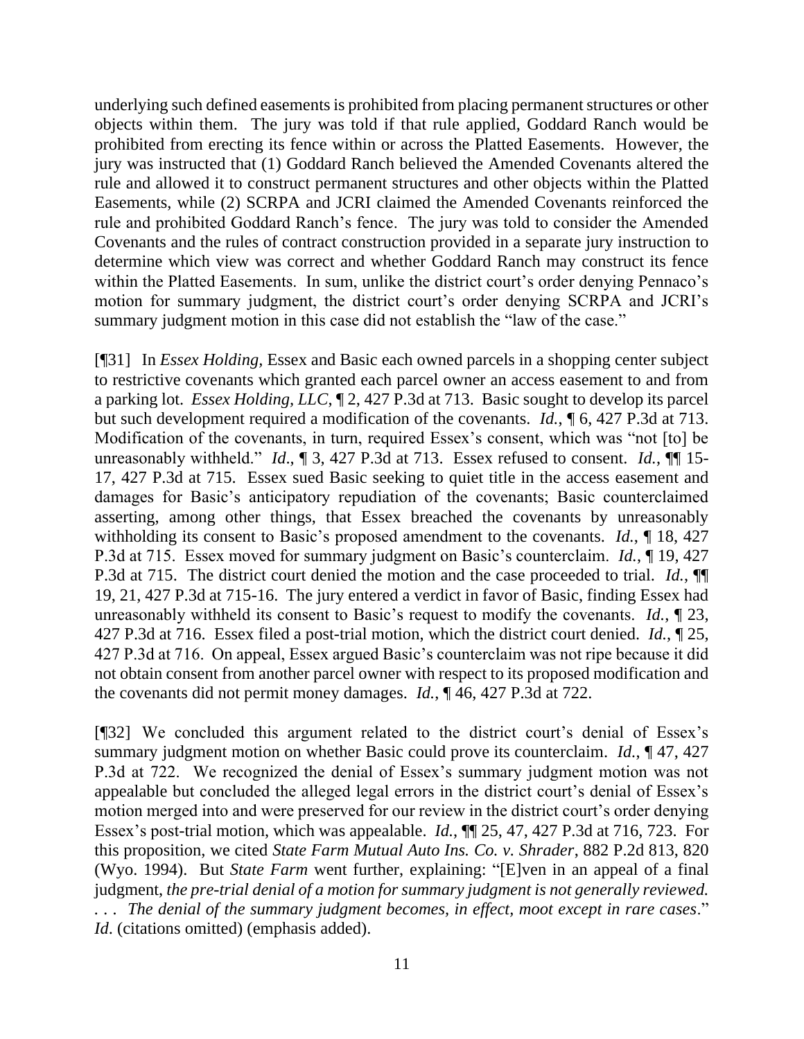underlying such defined easements is prohibited from placing permanent structures or other objects within them. The jury was told if that rule applied, Goddard Ranch would be prohibited from erecting its fence within or across the Platted Easements. However, the jury was instructed that (1) Goddard Ranch believed the Amended Covenants altered the rule and allowed it to construct permanent structures and other objects within the Platted Easements, while (2) SCRPA and JCRI claimed the Amended Covenants reinforced the rule and prohibited Goddard Ranch's fence. The jury was told to consider the Amended Covenants and the rules of contract construction provided in a separate jury instruction to determine which view was correct and whether Goddard Ranch may construct its fence within the Platted Easements. In sum, unlike the district court's order denying Pennaco's motion for summary judgment, the district court's order denying SCRPA and JCRI's summary judgment motion in this case did not establish the "law of the case."

[¶31] In *Essex Holding*, Essex and Basic each owned parcels in a shopping center subject to restrictive covenants which granted each parcel owner an access easement to and from a parking lot. *Essex Holding, LLC*, ¶ 2, 427 P.3d at 713. Basic sought to develop its parcel but such development required a modification of the covenants. *Id.*, ¶ 6, 427 P.3d at 713. Modification of the covenants, in turn, required Essex's consent, which was "not [to] be unreasonably withheld." *Id*., ¶ 3, 427 P.3d at 713. Essex refused to consent. *Id.*, ¶¶ 15-17, 427 P.3d at 715. Essex sued Basic seeking to quiet title in the access easement and damages for Basic's anticipatory repudiation of the covenants; Basic counterclaimed asserting, among other things, that Essex breached the covenants by unreasonably withholding its consent to Basic's proposed amendment to the covenants. *Id.*, ¶ 18, 427 P.3d at 715. Essex moved for summary judgment on Basic's counterclaim. *Id.*, ¶ 19, 427 P.3d at 715. The district court denied the motion and the case proceeded to trial. *Id.*, ¶¶ 19, 21, 427 P.3d at 715-16. The jury entered a verdict in favor of Basic, finding Essex had unreasonably withheld its consent to Basic's request to modify the covenants. *Id.*, ¶ 23, 427 P.3d at 716. Essex filed a post-trial motion, which the district court denied. *Id.*, ¶ 25, 427 P.3d at 716. On appeal, Essex argued Basic's counterclaim was not ripe because it did not obtain consent from another parcel owner with respect to its proposed modification and the covenants did not permit money damages. *Id.*, ¶ 46, 427 P.3d at 722.

[¶32] We concluded this argument related to the district court's denial of Essex's summary judgment motion on whether Basic could prove its counterclaim. *Id.*, ¶ 47, 427 P.3d at 722. We recognized the denial of Essex's summary judgment motion was not appealable but concluded the alleged legal errors in the district court's denial of Essex's motion merged into and were preserved for our review in the district court's order denying Essex's post-trial motion, which was appealable. *Id.*, ¶¶ 25, 47, 427 P.3d at 716, 723. For this proposition, we cited *State Farm Mutual Auto Ins. Co. v. Shrader*, 882 P.2d 813, 820 (Wyo. 1994). But *State Farm* went further, explaining: "[E]ven in an appeal of a final judgment, *the pre-trial denial of a motion for summary judgment is not generally reviewed. . . . The denial of the summary judgment becomes, in effect, moot except in rare cases*." *Id*. (citations omitted) (emphasis added).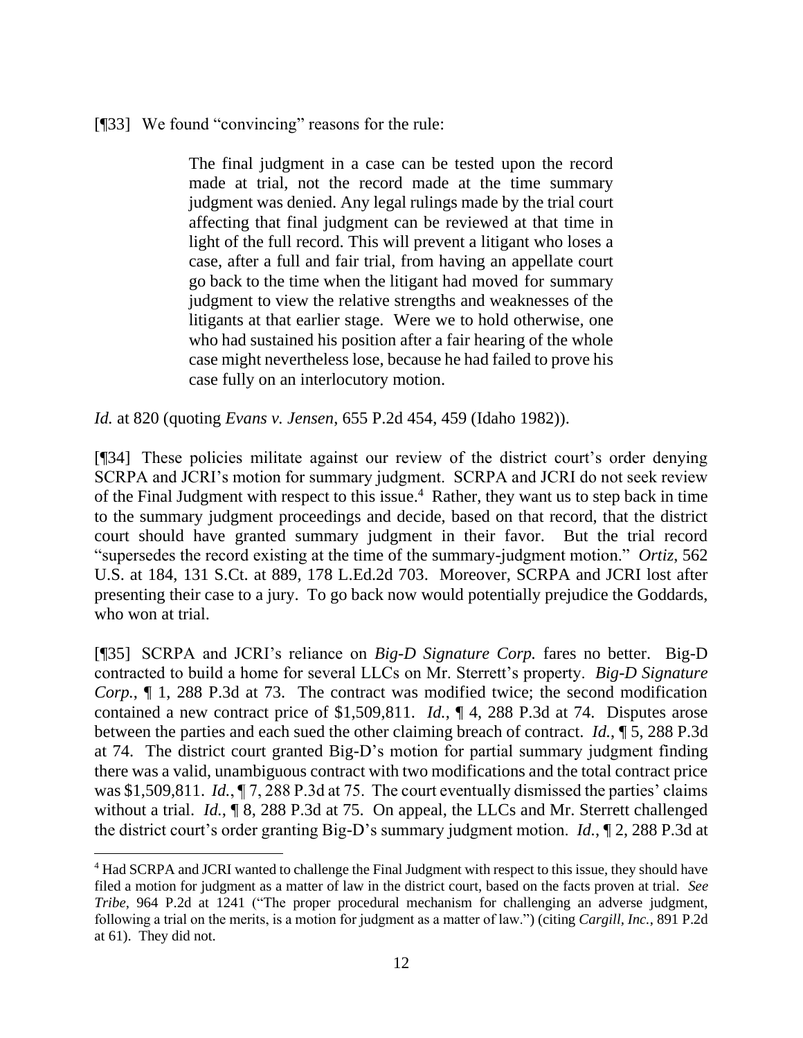[¶33] We found "convincing" reasons for the rule:

> The final judgment in a case can be tested upon the record made at trial, not the record made at the time summary judgment was denied. Any legal rulings made by the trial court affecting that final judgment can be reviewed at that time in light of the full record. This will prevent a litigant who loses a case, after a full and fair trial, from having an appellate court go back to the time when the litigant had moved for summary judgment to view the relative strengths and weaknesses of the litigants at that earlier stage. Were we to hold otherwise, one who had sustained his position after a fair hearing of the whole case might nevertheless lose, because he had failed to prove his case fully on an interlocutory motion.

*Id.* at 820 (quoting *Evans v. Jensen*, 655 P.2d 454, 459 (Idaho 1982)).

[¶34] These policies militate against our review of the district court's order denying SCRPA and JCRI's motion for summary judgment. SCRPA and JCRI do not seek review of the Final Judgment with respect to this issue.[4] Rather, they want us to step back in time to the summary judgment proceedings and decide, based on that record, that the district court should have granted summary judgment in their favor. But the trial record "supersedes the record existing at the time of the summary-judgment motion." *Ortiz*, 562 U.S. at 184, 131 S.Ct. at 889, 178 L.Ed.2d 703. Moreover, SCRPA and JCRI lost after presenting their case to a jury. To go back now would potentially prejudice the Goddards, who won at trial.

[¶35] SCRPA and JCRI's reliance on *Big-D Signature Corp.* fares no better. Big-D contracted to build a home for several LLCs on Mr. Sterrett's property. *Big-D Signature Corp.*, ¶ 1, 288 P.3d at 73. The contract was modified twice; the second modification contained a new contract price of $1,509,811. *Id.*, ¶ 4, 288 P.3d at 74. Disputes arose between the parties and each sued the other claiming breach of contract. *Id.*, ¶ 5, 288 P.3d at 74. The district court granted Big-D's motion for partial summary judgment finding there was a valid, unambiguous contract with two modifications and the total contract price was $1,509,811. *Id.*, ¶ 7, 288 P.3d at 75. The court eventually dismissed the parties' claims without a trial. *Id.*, ¶ 8, 288 P.3d at 75. On appeal, the LLCs and Mr. Sterrett challenged the district court's order granting Big-D's summary judgment motion. *Id.*, ¶ 2, 288 P.3d at

[4] Had SCRPA and JCRI wanted to challenge the Final Judgment with respect to this issue, they should have filed a motion for judgment as a matter of law in the district court, based on the facts proven at trial. *See Tribe*, 964 P.2d at 1241 ("The proper procedural mechanism for challenging an adverse judgment, following a trial on the merits, is a motion for judgment as a matter of law.") (citing *Cargill, Inc.*, 891 P.2d at 61). They did not.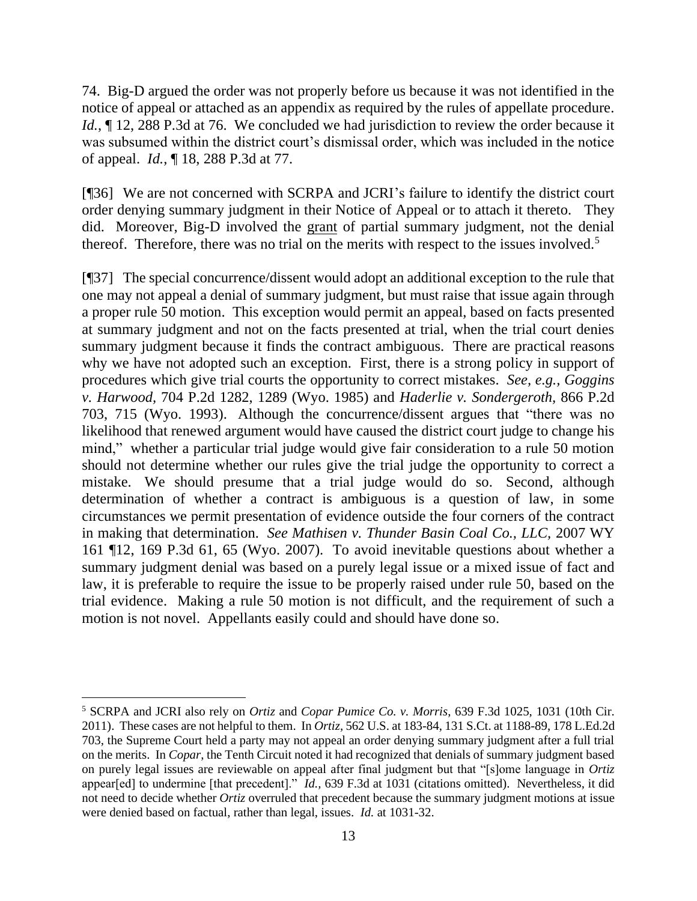74. Big-D argued the order was not properly before us because it was not identified in the notice of appeal or attached as an appendix as required by the rules of appellate procedure. *Id.*, ¶ 12, 288 P.3d at 76. We concluded we had jurisdiction to review the order because it was subsumed within the district court's dismissal order, which was included in the notice of appeal. *Id.*, ¶ 18, 288 P.3d at 77.

[¶36] We are not concerned with SCRPA and JCRI's failure to identify the district court order denying summary judgment in their Notice of Appeal or to attach it thereto. They did. Moreover, Big-D involved the grant of partial summary judgment, not the denial thereof. Therefore, there was no trial on the merits with respect to the issues involved.[5]

[¶37] The special concurrence/dissent would adopt an additional exception to the rule that one may not appeal a denial of summary judgment, but must raise that issue again through a proper rule 50 motion. This exception would permit an appeal, based on facts presented at summary judgment and not on the facts presented at trial, when the trial court denies summary judgment because it finds the contract ambiguous. There are practical reasons why we have not adopted such an exception. First, there is a strong policy in support of procedures which give trial courts the opportunity to correct mistakes. *See, e.g., Goggins v. Harwood*, 704 P.2d 1282, 1289 (Wyo. 1985) and *Haderlie v. Sondergeroth*, 866 P.2d 703, 715 (Wyo. 1993). Although the concurrence/dissent argues that "there was no likelihood that renewed argument would have caused the district court judge to change his mind," whether a particular trial judge would give fair consideration to a rule 50 motion should not determine whether our rules give the trial judge the opportunity to correct a mistake. We should presume that a trial judge would do so. Second, although determination of whether a contract is ambiguous is a question of law, in some circumstances we permit presentation of evidence outside the four corners of the contract in making that determination. *See Mathisen v. Thunder Basin Coal Co., LLC*, 2007 WY 161 ¶12, 169 P.3d 61, 65 (Wyo. 2007). To avoid inevitable questions about whether a summary judgment denial was based on a purely legal issue or a mixed issue of fact and law, it is preferable to require the issue to be properly raised under rule 50, based on the trial evidence. Making a rule 50 motion is not difficult, and the requirement of such a motion is not novel. Appellants easily could and should have done so.

---

[5] SCRPA and JCRI also rely on *Ortiz* and *Copar Pumice Co. v. Morris*, 639 F.3d 1025, 1031 (10th Cir. 2011). These cases are not helpful to them. In *Ortiz*, 562 U.S. at 183-84, 131 S.Ct. at 1188-89, 178 L.Ed.2d 703, the Supreme Court held a party may not appeal an order denying summary judgment after a full trial on the merits. In *Copar*, the Tenth Circuit noted it had recognized that denials of summary judgment based on purely legal issues are reviewable on appeal after final judgment but that "[s]ome language in *Ortiz* appear[ed] to undermine [that precedent]." *Id.*, 639 F.3d at 1031 (citations omitted). Nevertheless, it did not need to decide whether *Ortiz* overruled that precedent because the summary judgment motions at issue were denied based on factual, rather than legal, issues. *Id.* at 1031-32.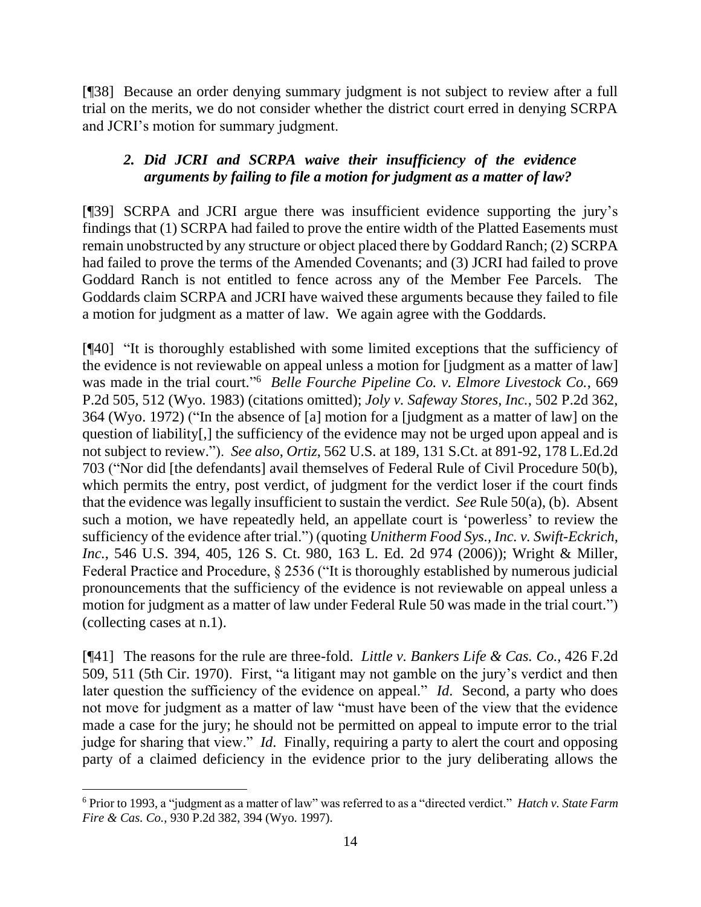[¶38] Because an order denying summary judgment is not subject to review after a full trial on the merits, we do not consider whether the district court erred in denying SCRPA and JCRI's motion for summary judgment.

### *2. Did JCRI and SCRPA waive their insufficiency of the evidence arguments by failing to file a motion for judgment as a matter of law?*

[¶39] SCRPA and JCRI argue there was insufficient evidence supporting the jury's findings that (1) SCRPA had failed to prove the entire width of the Platted Easements must remain unobstructed by any structure or object placed there by Goddard Ranch; (2) SCRPA had failed to prove the terms of the Amended Covenants; and (3) JCRI had failed to prove Goddard Ranch is not entitled to fence across any of the Member Fee Parcels. The Goddards claim SCRPA and JCRI have waived these arguments because they failed to file a motion for judgment as a matter of law. We again agree with the Goddards.

[¶40] "It is thoroughly established with some limited exceptions that the sufficiency of the evidence is not reviewable on appeal unless a motion for [judgment as a matter of law] was made in the trial court."[6] *Belle Fourche Pipeline Co. v. Elmore Livestock Co.*, 669 P.2d 505, 512 (Wyo. 1983) (citations omitted); *Joly v. Safeway Stores, Inc.*, 502 P.2d 362, 364 (Wyo. 1972) ("In the absence of [a] motion for a [judgment as a matter of law] on the question of liability[,] the sufficiency of the evidence may not be urged upon appeal and is not subject to review."). *See also*, *Ortiz*, 562 U.S. at 189, 131 S.Ct. at 891-92, 178 L.Ed.2d 703 ("Nor did [the defendants] avail themselves of Federal Rule of Civil Procedure 50(b), which permits the entry, post verdict, of judgment for the verdict loser if the court finds that the evidence was legally insufficient to sustain the verdict. *See* Rule 50(a), (b). Absent such a motion, we have repeatedly held, an appellate court is 'powerless' to review the sufficiency of the evidence after trial.") (quoting *Unitherm Food Sys., Inc. v. Swift-Eckrich, Inc.*, 546 U.S. 394, 405, 126 S. Ct. 980, 163 L. Ed. 2d 974 (2006)); Wright & Miller, Federal Practice and Procedure, § 2536 ("It is thoroughly established by numerous judicial pronouncements that the sufficiency of the evidence is not reviewable on appeal unless a motion for judgment as a matter of law under Federal Rule 50 was made in the trial court.") (collecting cases at n.1).

[¶41] The reasons for the rule are three-fold. *Little v. Bankers Life & Cas. Co.*, 426 F.2d 509, 511 (5th Cir. 1970). First, "a litigant may not gamble on the jury's verdict and then later question the sufficiency of the evidence on appeal." *Id*. Second, a party who does not move for judgment as a matter of law "must have been of the view that the evidence made a case for the jury; he should not be permitted on appeal to impute error to the trial judge for sharing that view." *Id*. Finally, requiring a party to alert the court and opposing party of a claimed deficiency in the evidence prior to the jury deliberating allows the

[6] Prior to 1993, a "judgment as a matter of law" was referred to as a "directed verdict." *Hatch v. State Farm Fire & Cas. Co.*, 930 P.2d 382, 394 (Wyo. 1997).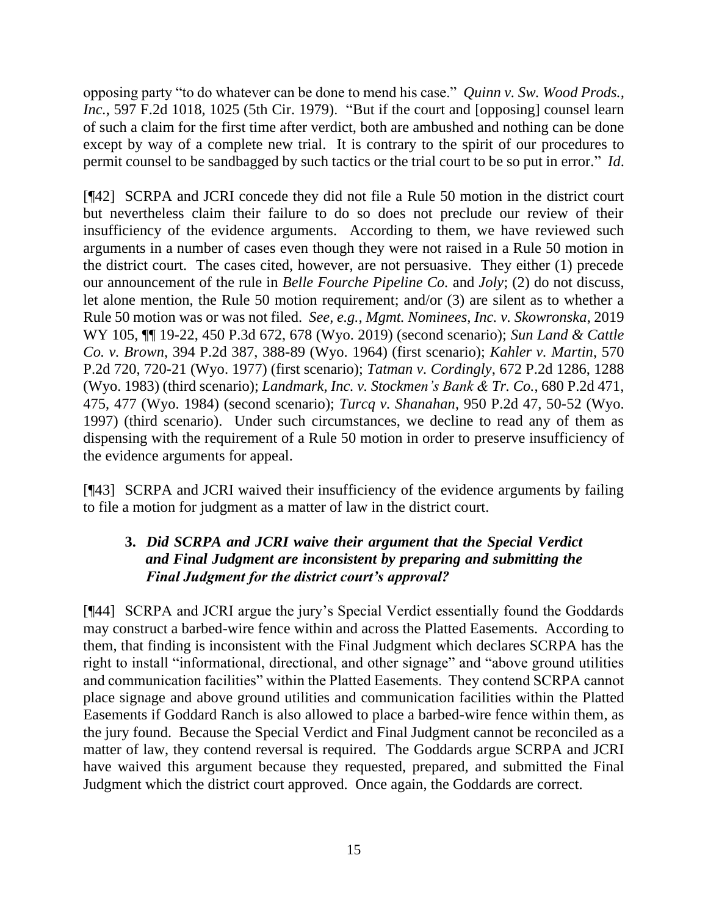opposing party "to do whatever can be done to mend his case." *Quinn v. Sw. Wood Prods., Inc.*, 597 F.2d 1018, 1025 (5th Cir. 1979). "But if the court and [opposing] counsel learn of such a claim for the first time after verdict, both are ambushed and nothing can be done except by way of a complete new trial. It is contrary to the spirit of our procedures to permit counsel to be sandbagged by such tactics or the trial court to be so put in error." *Id*.

[¶42] SCRPA and JCRI concede they did not file a Rule 50 motion in the district court but nevertheless claim their failure to do so does not preclude our review of their insufficiency of the evidence arguments. According to them, we have reviewed such arguments in a number of cases even though they were not raised in a Rule 50 motion in the district court. The cases cited, however, are not persuasive. They either (1) precede our announcement of the rule in *Belle Fourche Pipeline Co.* and *Joly*; (2) do not discuss, let alone mention, the Rule 50 motion requirement; and/or (3) are silent as to whether a Rule 50 motion was or was not filed. *See, e.g.*, *Mgmt. Nominees, Inc. v. Skowronska*, 2019 WY 105, ¶¶ 19-22, 450 P.3d 672, 678 (Wyo. 2019) (second scenario); *Sun Land & Cattle Co. v. Brown*, 394 P.2d 387, 388-89 (Wyo. 1964) (first scenario); *Kahler v. Martin*, 570 P.2d 720, 720-21 (Wyo. 1977) (first scenario); *Tatman v. Cordingly*, 672 P.2d 1286, 1288 (Wyo. 1983) (third scenario); *Landmark, Inc. v. Stockmen's Bank & Tr. Co.*, 680 P.2d 471, 475, 477 (Wyo. 1984) (second scenario); *Turcq v. Shanahan*, 950 P.2d 47, 50-52 (Wyo. 1997) (third scenario). Under such circumstances, we decline to read any of them as dispensing with the requirement of a Rule 50 motion in order to preserve insufficiency of the evidence arguments for appeal.

[¶43] SCRPA and JCRI waived their insufficiency of the evidence arguments by failing to file a motion for judgment as a matter of law in the district court.

### 3. *Did SCRPA and JCRI waive their argument that the Special Verdict and Final Judgment are inconsistent by preparing and submitting the Final Judgment for the district court's approval?*

[¶44] SCRPA and JCRI argue the jury's Special Verdict essentially found the Goddards may construct a barbed-wire fence within and across the Platted Easements. According to them, that finding is inconsistent with the Final Judgment which declares SCRPA has the right to install "informational, directional, and other signage" and "above ground utilities and communication facilities" within the Platted Easements. They contend SCRPA cannot place signage and above ground utilities and communication facilities within the Platted Easements if Goddard Ranch is also allowed to place a barbed-wire fence within them, as the jury found. Because the Special Verdict and Final Judgment cannot be reconciled as a matter of law, they contend reversal is required. The Goddards argue SCRPA and JCRI have waived this argument because they requested, prepared, and submitted the Final Judgment which the district court approved. Once again, the Goddards are correct.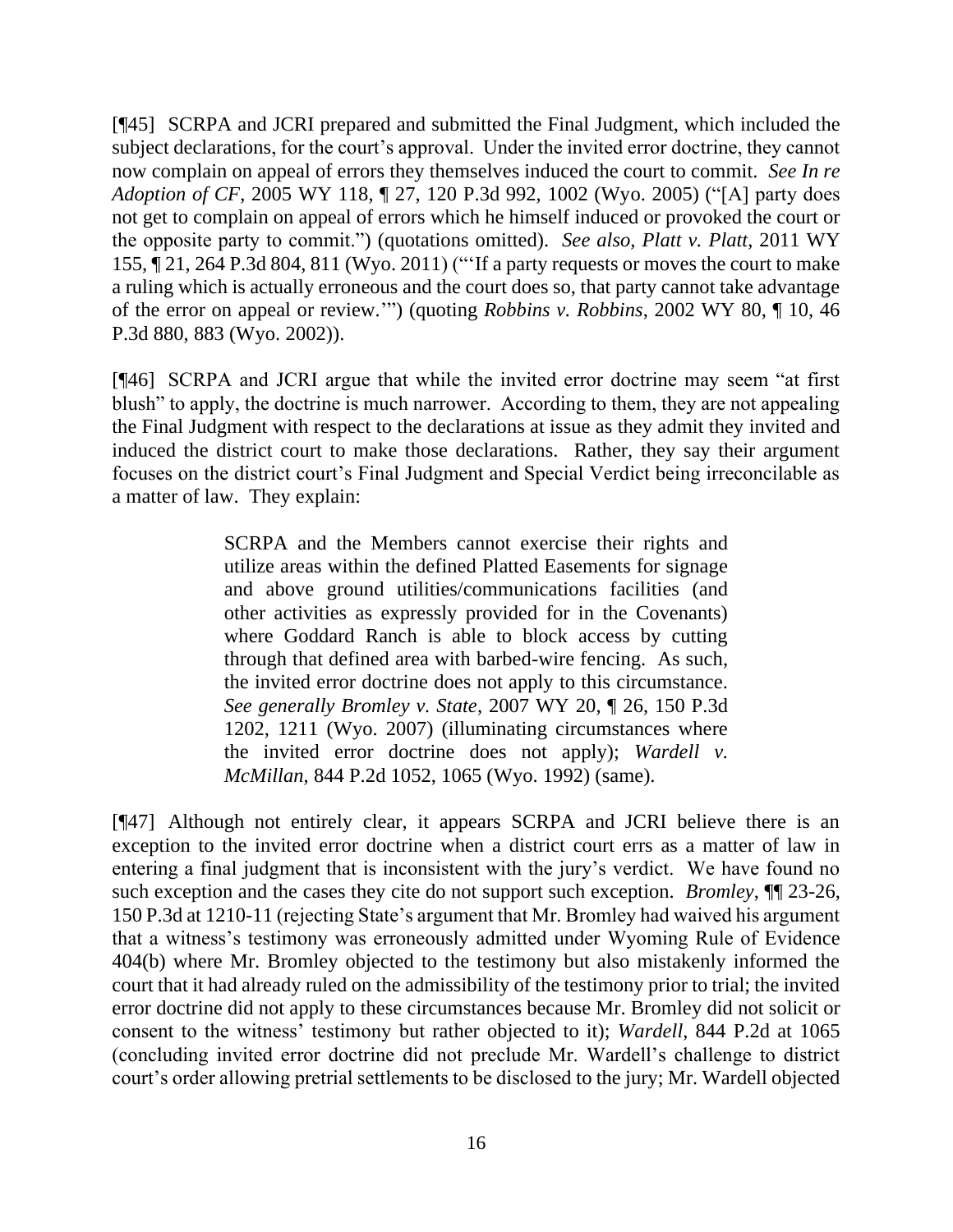[¶45] SCRPA and JCRI prepared and submitted the Final Judgment, which included the subject declarations, for the court's approval. Under the invited error doctrine, they cannot now complain on appeal of errors they themselves induced the court to commit. *See In re Adoption of CF*, 2005 WY 118, ¶ 27, 120 P.3d 992, 1002 (Wyo. 2005) ("[A] party does not get to complain on appeal of errors which he himself induced or provoked the court or the opposite party to commit.") (quotations omitted). *See also, Platt v. Platt*, 2011 WY 155, ¶ 21, 264 P.3d 804, 811 (Wyo. 2011) ("'If a party requests or moves the court to make a ruling which is actually erroneous and the court does so, that party cannot take advantage of the error on appeal or review.'") (quoting *Robbins v. Robbins*, 2002 WY 80, ¶ 10, 46 P.3d 880, 883 (Wyo. 2002)).

[¶46] SCRPA and JCRI argue that while the invited error doctrine may seem "at first blush" to apply, the doctrine is much narrower. According to them, they are not appealing the Final Judgment with respect to the declarations at issue as they admit they invited and induced the district court to make those declarations. Rather, they say their argument focuses on the district court's Final Judgment and Special Verdict being irreconcilable as a matter of law. They explain:

> SCRPA and the Members cannot exercise their rights and utilize areas within the defined Platted Easements for signage and above ground utilities/communications facilities (and other activities as expressly provided for in the Covenants) where Goddard Ranch is able to block access by cutting through that defined area with barbed-wire fencing. As such, the invited error doctrine does not apply to this circumstance. *See generally Bromley v. State*, 2007 WY 20, ¶ 26, 150 P.3d 1202, 1211 (Wyo. 2007) (illuminating circumstances where the invited error doctrine does not apply); *Wardell v. McMillan*, 844 P.2d 1052, 1065 (Wyo. 1992) (same).

[¶47] Although not entirely clear, it appears SCRPA and JCRI believe there is an exception to the invited error doctrine when a district court errs as a matter of law in entering a final judgment that is inconsistent with the jury's verdict. We have found no such exception and the cases they cite do not support such exception. *Bromley*, ¶¶ 23-26, 150 P.3d at 1210-11 (rejecting State's argument that Mr. Bromley had waived his argument that a witness's testimony was erroneously admitted under Wyoming Rule of Evidence 404(b) where Mr. Bromley objected to the testimony but also mistakenly informed the court that it had already ruled on the admissibility of the testimony prior to trial; the invited error doctrine did not apply to these circumstances because Mr. Bromley did not solicit or consent to the witness' testimony but rather objected to it); *Wardell*, 844 P.2d at 1065 (concluding invited error doctrine did not preclude Mr. Wardell's challenge to district court's order allowing pretrial settlements to be disclosed to the jury; Mr. Wardell objected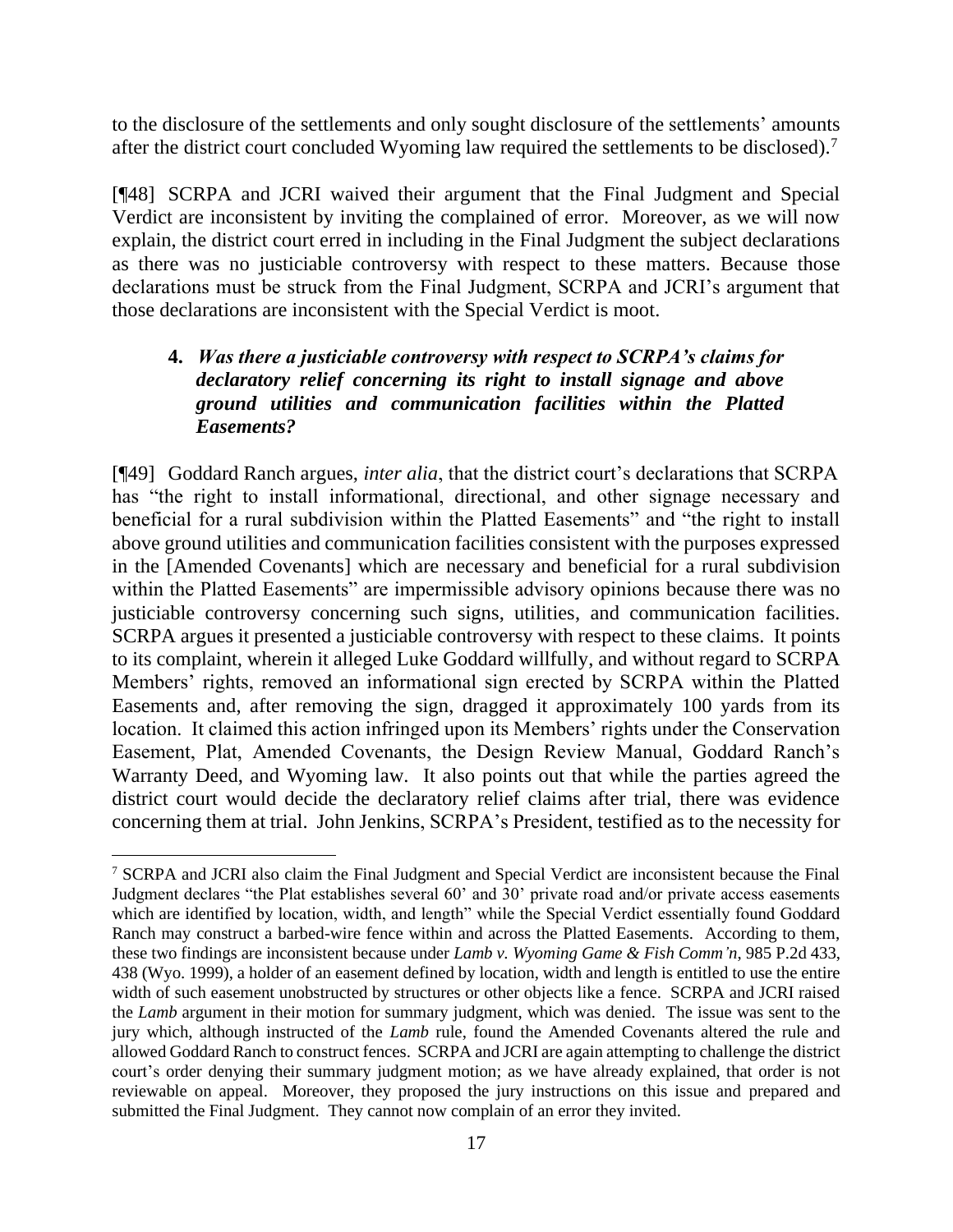to the disclosure of the settlements and only sought disclosure of the settlements' amounts after the district court concluded Wyoming law required the settlements to be disclosed).[7]

[¶48] SCRPA and JCRI waived their argument that the Final Judgment and Special Verdict are inconsistent by inviting the complained of error. Moreover, as we will now explain, the district court erred in including in the Final Judgment the subject declarations as there was no justiciable controversy with respect to these matters. Because those declarations must be struck from the Final Judgment, SCRPA and JCRI's argument that those declarations are inconsistent with the Special Verdict is moot.

**4. *Was there a justiciable controversy with respect to SCRPA's claims for declaratory relief concerning its right to install signage and above ground utilities and communication facilities within the Platted Easements?***

[¶49] Goddard Ranch argues, *inter alia*, that the district court's declarations that SCRPA has "the right to install informational, directional, and other signage necessary and beneficial for a rural subdivision within the Platted Easements" and "the right to install above ground utilities and communication facilities consistent with the purposes expressed in the [Amended Covenants] which are necessary and beneficial for a rural subdivision within the Platted Easements" are impermissible advisory opinions because there was no justiciable controversy concerning such signs, utilities, and communication facilities. SCRPA argues it presented a justiciable controversy with respect to these claims. It points to its complaint, wherein it alleged Luke Goddard willfully, and without regard to SCRPA Members' rights, removed an informational sign erected by SCRPA within the Platted Easements and, after removing the sign, dragged it approximately 100 yards from its location. It claimed this action infringed upon its Members' rights under the Conservation Easement, Plat, Amended Covenants, the Design Review Manual, Goddard Ranch's Warranty Deed, and Wyoming law. It also points out that while the parties agreed the district court would decide the declaratory relief claims after trial, there was evidence concerning them at trial. John Jenkins, SCRPA's President, testified as to the necessity for

---

[7] SCRPA and JCRI also claim the Final Judgment and Special Verdict are inconsistent because the Final Judgment declares "the Plat establishes several 60' and 30' private road and/or private access easements which are identified by location, width, and length" while the Special Verdict essentially found Goddard Ranch may construct a barbed-wire fence within and across the Platted Easements. According to them, these two findings are inconsistent because under *Lamb v. Wyoming Game & Fish Comm'n*, 985 P.2d 433, 438 (Wyo. 1999), a holder of an easement defined by location, width and length is entitled to use the entire width of such easement unobstructed by structures or other objects like a fence. SCRPA and JCRI raised the *Lamb* argument in their motion for summary judgment, which was denied. The issue was sent to the jury which, although instructed of the *Lamb* rule, found the Amended Covenants altered the rule and allowed Goddard Ranch to construct fences. SCRPA and JCRI are again attempting to challenge the district court's order denying their summary judgment motion; as we have already explained, that order is not reviewable on appeal. Moreover, they proposed the jury instructions on this issue and prepared and submitted the Final Judgment. They cannot now complain of an error they invited.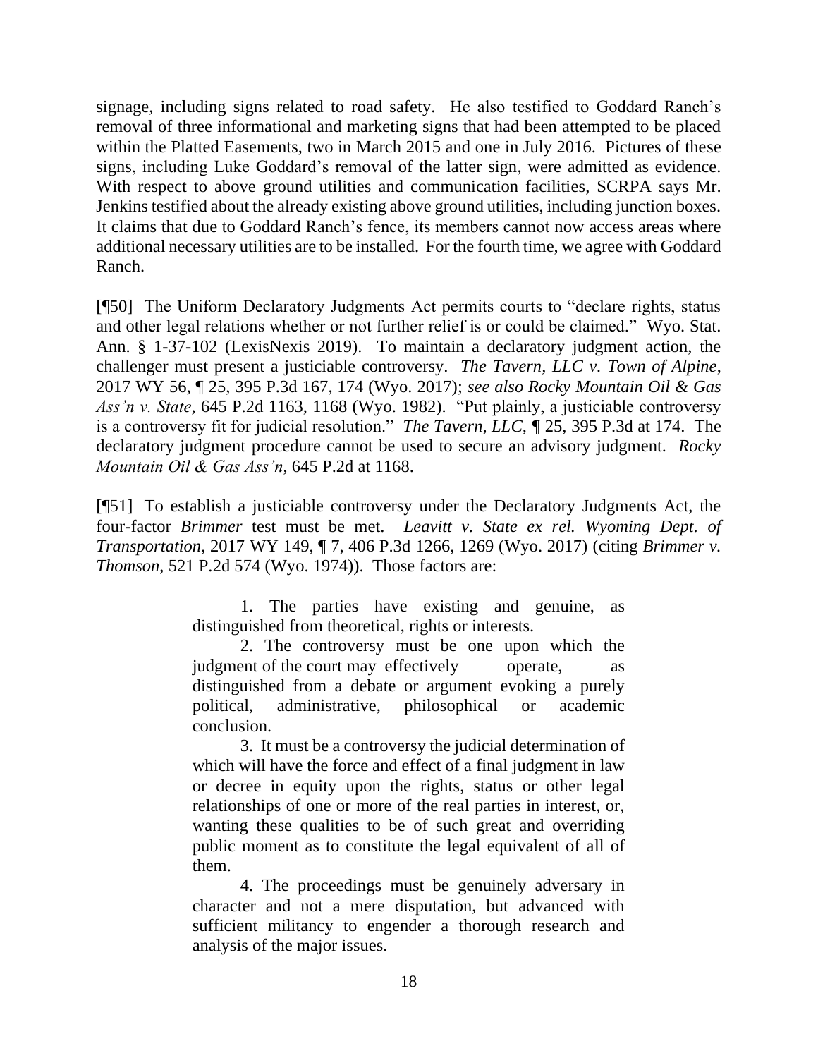signage, including signs related to road safety. He also testified to Goddard Ranch's removal of three informational and marketing signs that had been attempted to be placed within the Platted Easements, two in March 2015 and one in July 2016. Pictures of these signs, including Luke Goddard's removal of the latter sign, were admitted as evidence. With respect to above ground utilities and communication facilities, SCRPA says Mr. Jenkins testified about the already existing above ground utilities, including junction boxes. It claims that due to Goddard Ranch's fence, its members cannot now access areas where additional necessary utilities are to be installed. For the fourth time, we agree with Goddard Ranch.

[¶50] The Uniform Declaratory Judgments Act permits courts to "declare rights, status and other legal relations whether or not further relief is or could be claimed." Wyo. Stat. Ann. § 1-37-102 (LexisNexis 2019). To maintain a declaratory judgment action, the challenger must present a justiciable controversy. *The Tavern, LLC v. Town of Alpine*, 2017 WY 56, ¶ 25, 395 P.3d 167, 174 (Wyo. 2017); *see also Rocky Mountain Oil & Gas Ass'n v. State*, 645 P.2d 1163, 1168 (Wyo. 1982). "Put plainly, a justiciable controversy is a controversy fit for judicial resolution." *The Tavern, LLC*, ¶ 25, 395 P.3d at 174. The declaratory judgment procedure cannot be used to secure an advisory judgment. *Rocky Mountain Oil & Gas Ass'n*, 645 P.2d at 1168.

[¶51] To establish a justiciable controversy under the Declaratory Judgments Act, the four-factor *Brimmer* test must be met. *Leavitt v. State ex rel. Wyoming Dept. of Transportation*, 2017 WY 149, ¶ 7, 406 P.3d 1266, 1269 (Wyo. 2017) (citing *Brimmer v. Thomson*, 521 P.2d 574 (Wyo. 1974)). Those factors are:

> 1. The parties have existing and genuine, as distinguished from theoretical, rights or interests.
>
> 2. The controversy must be one upon which the judgment of the court may effectively operate, as distinguished from a debate or argument evoking a purely political, administrative, philosophical or academic conclusion.
>
> 3. It must be a controversy the judicial determination of which will have the force and effect of a final judgment in law or decree in equity upon the rights, status or other legal relationships of one or more of the real parties in interest, or, wanting these qualities to be of such great and overriding public moment as to constitute the legal equivalent of all of them.
>
> 4. The proceedings must be genuinely adversary in character and not a mere disputation, but advanced with sufficient militancy to engender a thorough research and analysis of the major issues.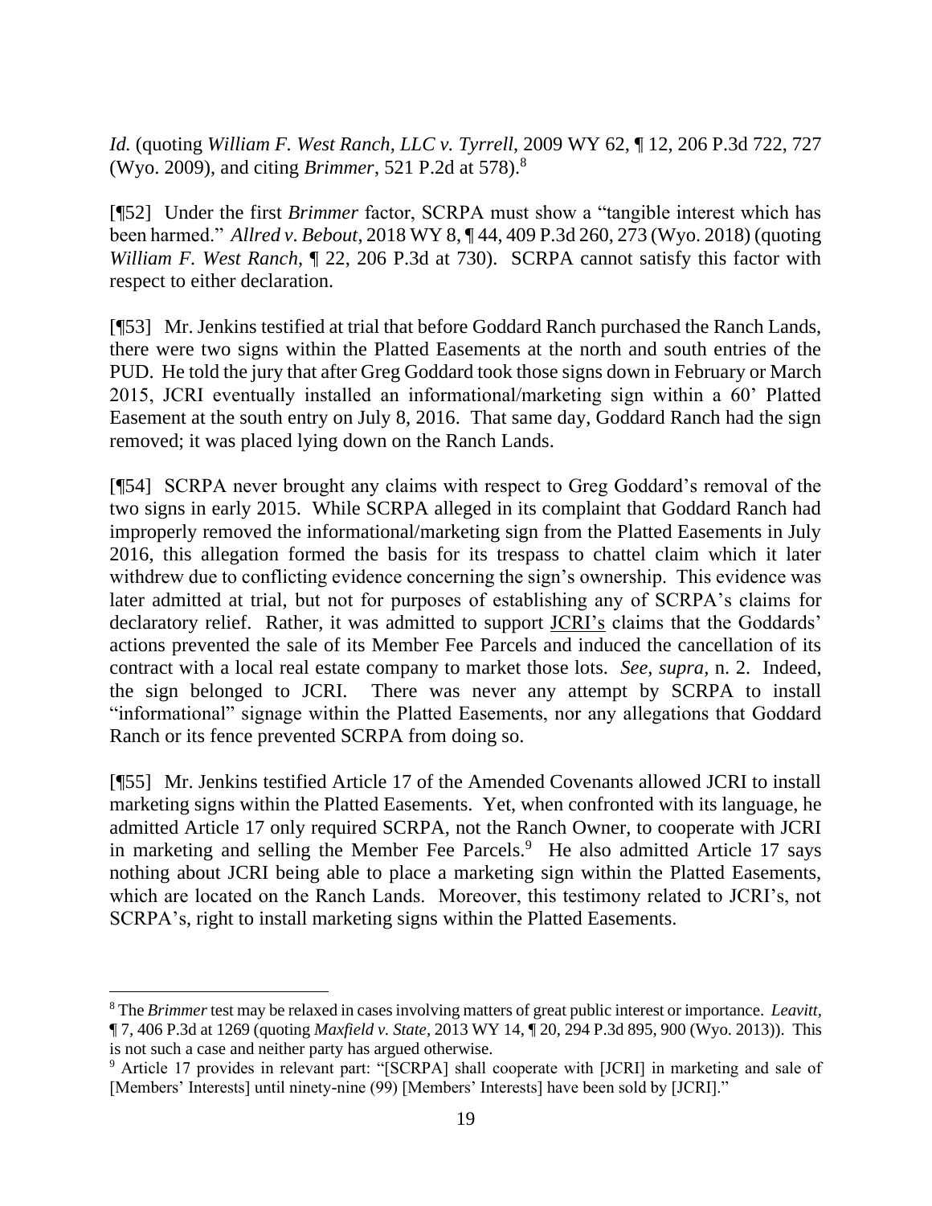*Id.* (quoting *William F. West Ranch, LLC v. Tyrrell*, 2009 WY 62, ¶ 12, 206 P.3d 722, 727 (Wyo. 2009), and citing *Brimmer*, 521 P.2d at 578).[8]

[¶52] Under the first *Brimmer* factor, SCRPA must show a "tangible interest which has been harmed." *Allred v. Bebout*, 2018 WY 8, ¶ 44, 409 P.3d 260, 273 (Wyo. 2018) (quoting *William F. West Ranch*, ¶ 22, 206 P.3d at 730). SCRPA cannot satisfy this factor with respect to either declaration.

[¶53] Mr. Jenkins testified at trial that before Goddard Ranch purchased the Ranch Lands, there were two signs within the Platted Easements at the north and south entries of the PUD. He told the jury that after Greg Goddard took those signs down in February or March 2015, JCRI eventually installed an informational/marketing sign within a 60' Platted Easement at the south entry on July 8, 2016. That same day, Goddard Ranch had the sign removed; it was placed lying down on the Ranch Lands.

[¶54] SCRPA never brought any claims with respect to Greg Goddard's removal of the two signs in early 2015. While SCRPA alleged in its complaint that Goddard Ranch had improperly removed the informational/marketing sign from the Platted Easements in July 2016, this allegation formed the basis for its trespass to chattel claim which it later withdrew due to conflicting evidence concerning the sign's ownership. This evidence was later admitted at trial, but not for purposes of establishing any of SCRPA's claims for declaratory relief. Rather, it was admitted to support <u>JCRI's</u> claims that the Goddards' actions prevented the sale of its Member Fee Parcels and induced the cancellation of its contract with a local real estate company to market those lots. *See, supra,* n. 2. Indeed, the sign belonged to JCRI. There was never any attempt by SCRPA to install "informational" signage within the Platted Easements, nor any allegations that Goddard Ranch or its fence prevented SCRPA from doing so.

[¶55] Mr. Jenkins testified Article 17 of the Amended Covenants allowed JCRI to install marketing signs within the Platted Easements. Yet, when confronted with its language, he admitted Article 17 only required SCRPA, not the Ranch Owner, to cooperate with JCRI in marketing and selling the Member Fee Parcels.[9] He also admitted Article 17 says nothing about JCRI being able to place a marketing sign within the Platted Easements, which are located on the Ranch Lands. Moreover, this testimony related to JCRI's, not SCRPA's, right to install marketing signs within the Platted Easements.

---

[8] The *Brimmer* test may be relaxed in cases involving matters of great public interest or importance. *Leavitt*, ¶ 7, 406 P.3d at 1269 (quoting *Maxfield v. State*, 2013 WY 14, ¶ 20, 294 P.3d 895, 900 (Wyo. 2013)). This is not such a case and neither party has argued otherwise.

[9] Article 17 provides in relevant part: "[SCRPA] shall cooperate with [JCRI] in marketing and sale of [Members' Interests] until ninety-nine (99) [Members' Interests] have been sold by [JCRI]."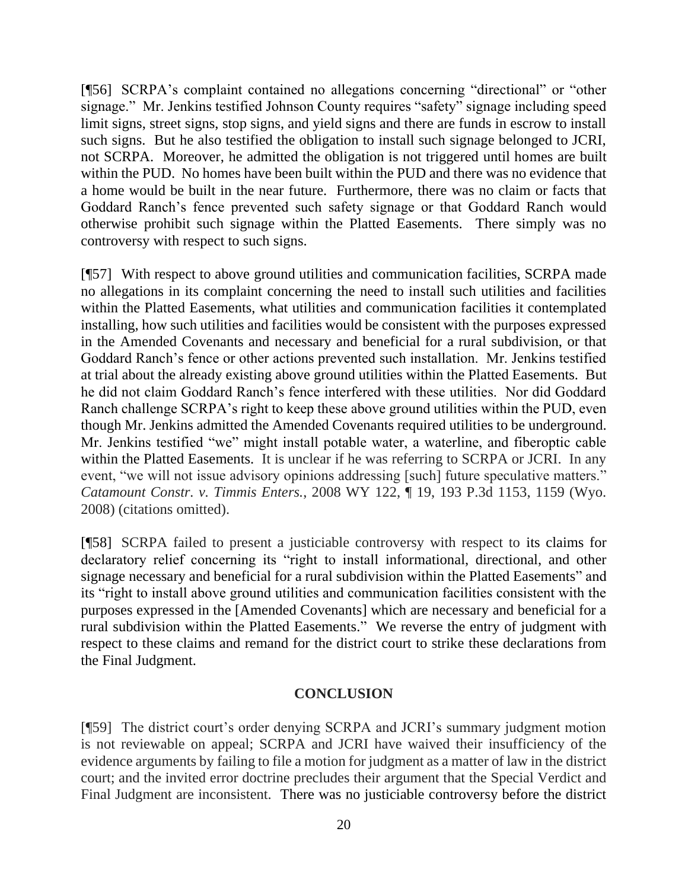[¶56] SCRPA's complaint contained no allegations concerning "directional" or "other signage." Mr. Jenkins testified Johnson County requires "safety" signage including speed limit signs, street signs, stop signs, and yield signs and there are funds in escrow to install such signs. But he also testified the obligation to install such signage belonged to JCRI, not SCRPA. Moreover, he admitted the obligation is not triggered until homes are built within the PUD. No homes have been built within the PUD and there was no evidence that a home would be built in the near future. Furthermore, there was no claim or facts that Goddard Ranch's fence prevented such safety signage or that Goddard Ranch would otherwise prohibit such signage within the Platted Easements. There simply was no controversy with respect to such signs.

[¶57] With respect to above ground utilities and communication facilities, SCRPA made no allegations in its complaint concerning the need to install such utilities and facilities within the Platted Easements, what utilities and communication facilities it contemplated installing, how such utilities and facilities would be consistent with the purposes expressed in the Amended Covenants and necessary and beneficial for a rural subdivision, or that Goddard Ranch's fence or other actions prevented such installation. Mr. Jenkins testified at trial about the already existing above ground utilities within the Platted Easements. But he did not claim Goddard Ranch's fence interfered with these utilities. Nor did Goddard Ranch challenge SCRPA's right to keep these above ground utilities within the PUD, even though Mr. Jenkins admitted the Amended Covenants required utilities to be underground. Mr. Jenkins testified "we" might install potable water, a waterline, and fiberoptic cable within the Platted Easements. It is unclear if he was referring to SCRPA or JCRI. In any event, "we will not issue advisory opinions addressing [such] future speculative matters." *Catamount Constr. v. Timmis Enters.*, 2008 WY 122, ¶ 19, 193 P.3d 1153, 1159 (Wyo. 2008) (citations omitted).

[¶58] SCRPA failed to present a justiciable controversy with respect to its claims for declaratory relief concerning its "right to install informational, directional, and other signage necessary and beneficial for a rural subdivision within the Platted Easements" and its "right to install above ground utilities and communication facilities consistent with the purposes expressed in the [Amended Covenants] which are necessary and beneficial for a rural subdivision within the Platted Easements." We reverse the entry of judgment with respect to these claims and remand for the district court to strike these declarations from the Final Judgment.

## CONCLUSION

[¶59] The district court's order denying SCRPA and JCRI's summary judgment motion is not reviewable on appeal; SCRPA and JCRI have waived their insufficiency of the evidence arguments by failing to file a motion for judgment as a matter of law in the district court; and the invited error doctrine precludes their argument that the Special Verdict and Final Judgment are inconsistent. There was no justiciable controversy before the district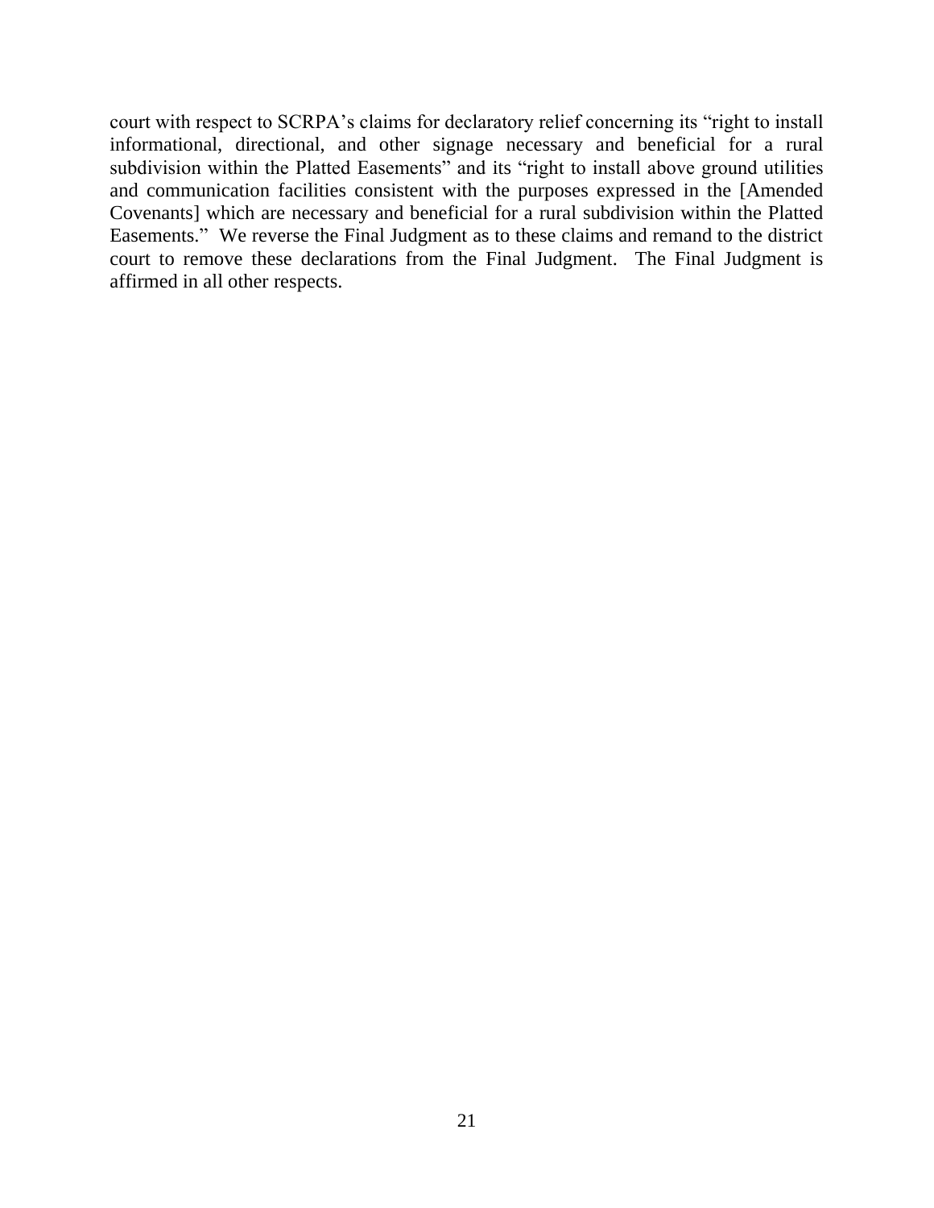court with respect to SCRPA's claims for declaratory relief concerning its "right to install informational, directional, and other signage necessary and beneficial for a rural subdivision within the Platted Easements" and its "right to install above ground utilities and communication facilities consistent with the purposes expressed in the [Amended Covenants] which are necessary and beneficial for a rural subdivision within the Platted Easements." We reverse the Final Judgment as to these claims and remand to the district court to remove these declarations from the Final Judgment. The Final Judgment is affirmed in all other respects.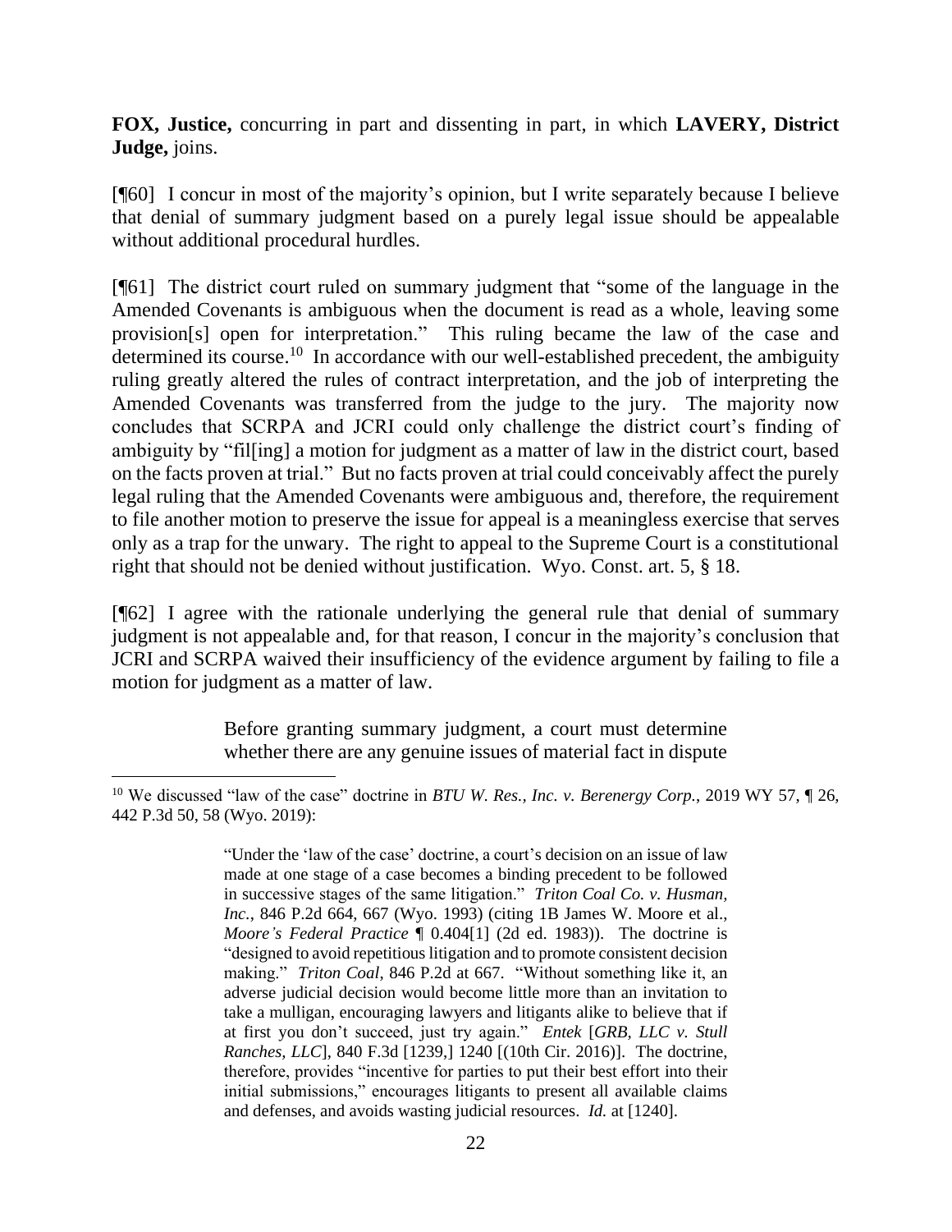**FOX, Justice,** concurring in part and dissenting in part, in which **LAVERY, District Judge,** joins.

[¶60] I concur in most of the majority's opinion, but I write separately because I believe that denial of summary judgment based on a purely legal issue should be appealable without additional procedural hurdles.

[¶61] The district court ruled on summary judgment that "some of the language in the Amended Covenants is ambiguous when the document is read as a whole, leaving some provision[s] open for interpretation." This ruling became the law of the case and determined its course.[10] In accordance with our well-established precedent, the ambiguity ruling greatly altered the rules of contract interpretation, and the job of interpreting the Amended Covenants was transferred from the judge to the jury. The majority now concludes that SCRPA and JCRI could only challenge the district court's finding of ambiguity by "fil[ing] a motion for judgment as a matter of law in the district court, based on the facts proven at trial." But no facts proven at trial could conceivably affect the purely legal ruling that the Amended Covenants were ambiguous and, therefore, the requirement to file another motion to preserve the issue for appeal is a meaningless exercise that serves only as a trap for the unwary. The right to appeal to the Supreme Court is a constitutional right that should not be denied without justification. Wyo. Const. art. 5, § 18.

[¶62] I agree with the rationale underlying the general rule that denial of summary judgment is not appealable and, for that reason, I concur in the majority's conclusion that JCRI and SCRPA waived their insufficiency of the evidence argument by failing to file a motion for judgment as a matter of law.

> Before granting summary judgment, a court must determine whether there are any genuine issues of material fact in dispute

---

[10] We discussed "law of the case" doctrine in *BTU W. Res., Inc. v. Berenergy Corp.*, 2019 WY 57, ¶ 26, 442 P.3d 50, 58 (Wyo. 2019):

> "Under the 'law of the case' doctrine, a court's decision on an issue of law made at one stage of a case becomes a binding precedent to be followed in successive stages of the same litigation." *Triton Coal Co. v. Husman, Inc.*, 846 P.2d 664, 667 (Wyo. 1993) (citing 1B James W. Moore et al., *Moore's Federal Practice* ¶ 0.404[1] (2d ed. 1983)). The doctrine is "designed to avoid repetitious litigation and to promote consistent decision making." *Triton Coal*, 846 P.2d at 667. "Without something like it, an adverse judicial decision would become little more than an invitation to take a mulligan, encouraging lawyers and litigants alike to believe that if at first you don't succeed, just try again." *Entek* [*GRB, LLC v. Stull Ranches, LLC*], 840 F.3d [1239,] 1240 [(10th Cir. 2016)]. The doctrine, therefore, provides "incentive for parties to put their best effort into their initial submissions," encourages litigants to present all available claims and defenses, and avoids wasting judicial resources. *Id.* at [1240].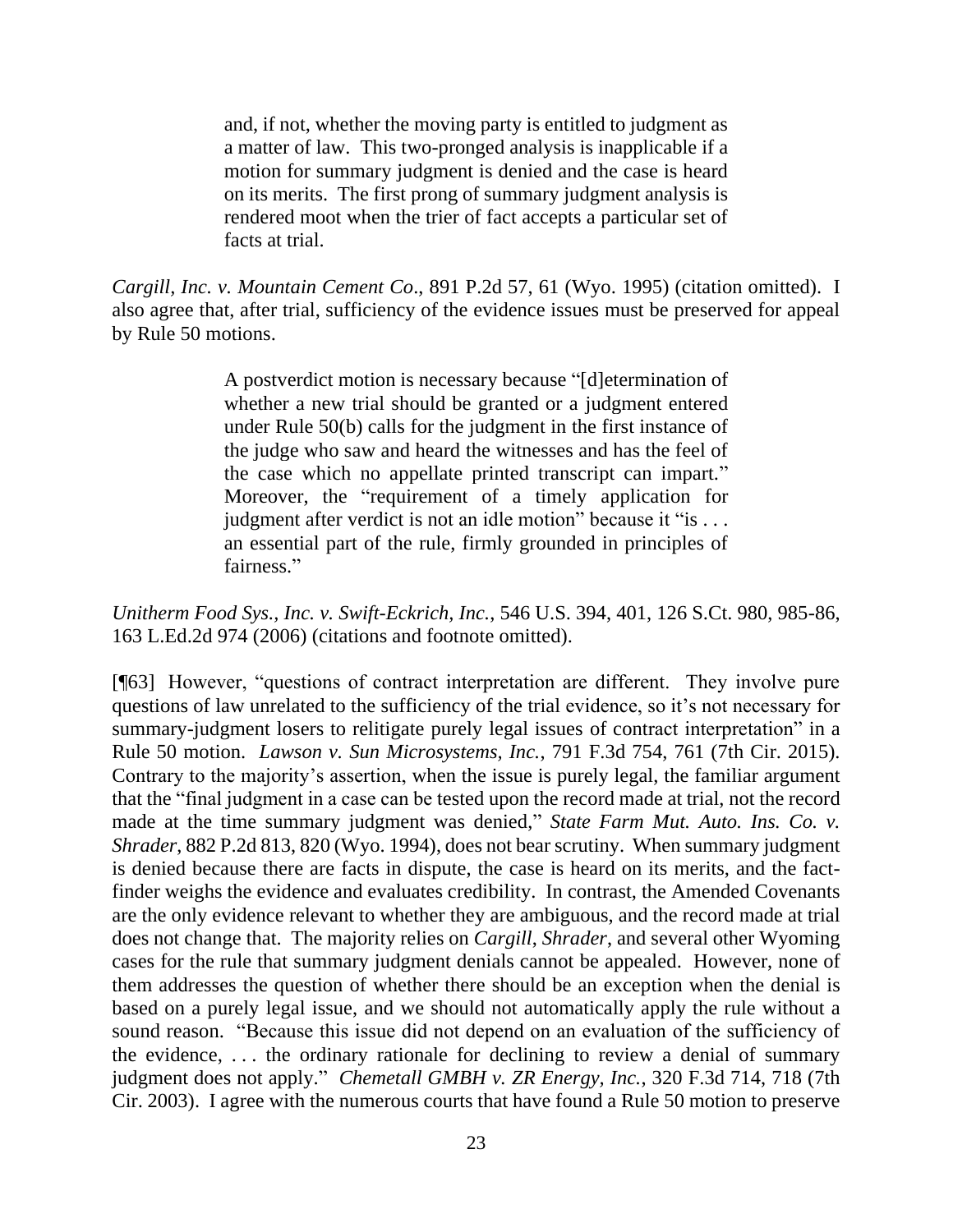> and, if not, whether the moving party is entitled to judgment as a matter of law. This two-pronged analysis is inapplicable if a motion for summary judgment is denied and the case is heard on its merits. The first prong of summary judgment analysis is rendered moot when the trier of fact accepts a particular set of facts at trial.

*Cargill, Inc. v. Mountain Cement Co*., 891 P.2d 57, 61 (Wyo. 1995) (citation omitted). I also agree that, after trial, sufficiency of the evidence issues must be preserved for appeal by Rule 50 motions.

> A postverdict motion is necessary because "[d]etermination of whether a new trial should be granted or a judgment entered under Rule 50(b) calls for the judgment in the first instance of the judge who saw and heard the witnesses and has the feel of the case which no appellate printed transcript can impart." Moreover, the "requirement of a timely application for judgment after verdict is not an idle motion" because it "is . . . an essential part of the rule, firmly grounded in principles of fairness."

*Unitherm Food Sys., Inc. v. Swift-Eckrich, Inc.*, 546 U.S. 394, 401, 126 S.Ct. 980, 985-86, 163 L.Ed.2d 974 (2006) (citations and footnote omitted).

[¶63] However, "questions of contract interpretation are different. They involve pure questions of law unrelated to the sufficiency of the trial evidence, so it's not necessary for summary-judgment losers to relitigate purely legal issues of contract interpretation" in a Rule 50 motion. *Lawson v. Sun Microsystems, Inc.*, 791 F.3d 754, 761 (7th Cir. 2015). Contrary to the majority's assertion, when the issue is purely legal, the familiar argument that the "final judgment in a case can be tested upon the record made at trial, not the record made at the time summary judgment was denied," *State Farm Mut. Auto. Ins. Co. v. Shrader*, 882 P.2d 813, 820 (Wyo. 1994), does not bear scrutiny. When summary judgment is denied because there are facts in dispute, the case is heard on its merits, and the fact-finder weighs the evidence and evaluates credibility. In contrast, the Amended Covenants are the only evidence relevant to whether they are ambiguous, and the record made at trial does not change that. The majority relies on *Cargill*, *Shrader*, and several other Wyoming cases for the rule that summary judgment denials cannot be appealed. However, none of them addresses the question of whether there should be an exception when the denial is based on a purely legal issue, and we should not automatically apply the rule without a sound reason. "Because this issue did not depend on an evaluation of the sufficiency of the evidence, . . . the ordinary rationale for declining to review a denial of summary judgment does not apply." *Chemetall GMBH v. ZR Energy, Inc.*, 320 F.3d 714, 718 (7th Cir. 2003). I agree with the numerous courts that have found a Rule 50 motion to preserve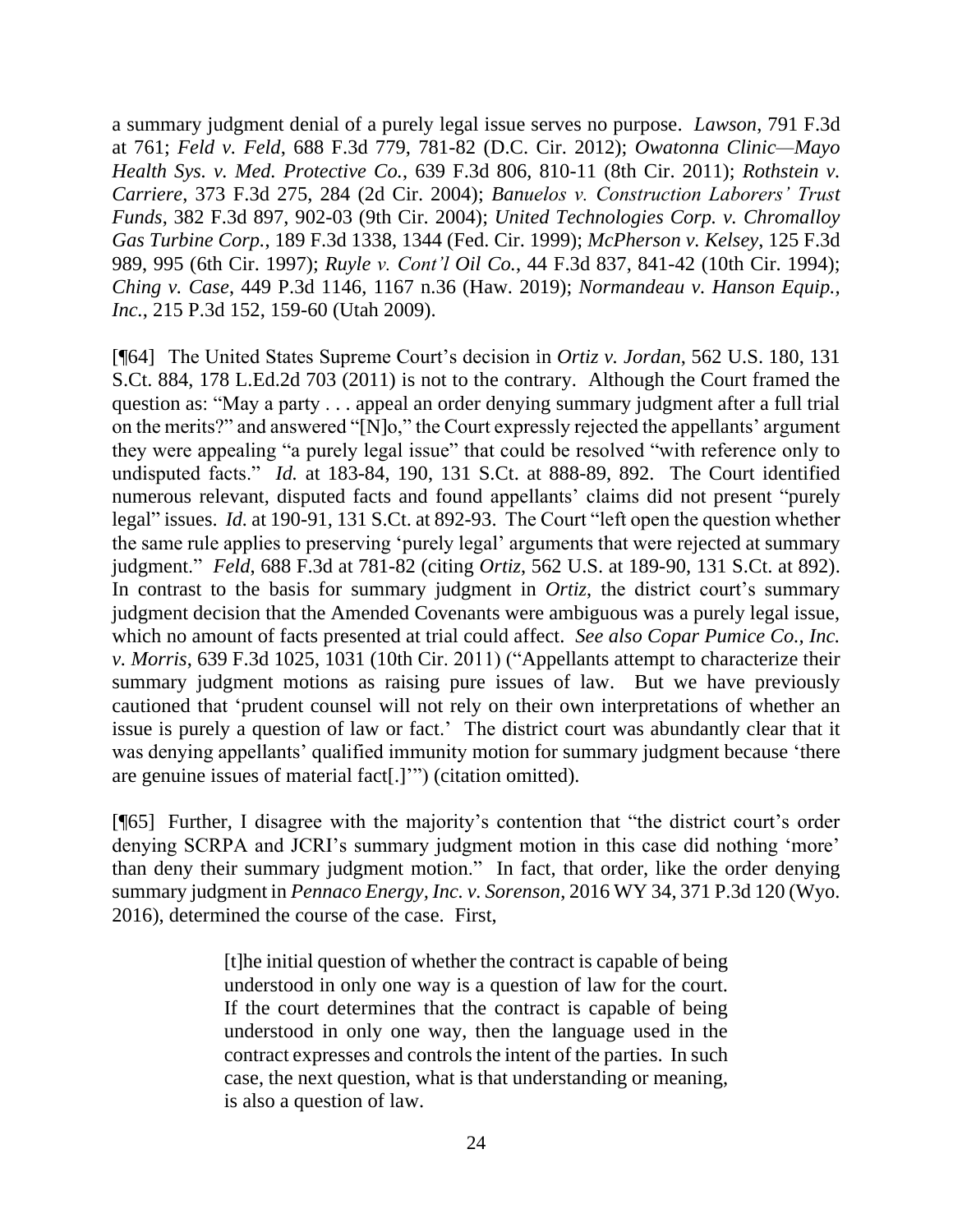a summary judgment denial of a purely legal issue serves no purpose. *Lawson*, 791 F.3d at 761; *Feld v. Feld*, 688 F.3d 779, 781-82 (D.C. Cir. 2012); *Owatonna Clinic—Mayo Health Sys. v. Med. Protective Co.*, 639 F.3d 806, 810-11 (8th Cir. 2011); *Rothstein v. Carriere*, 373 F.3d 275, 284 (2d Cir. 2004); *Banuelos v. Construction Laborers' Trust Funds*, 382 F.3d 897, 902-03 (9th Cir. 2004); *United Technologies Corp. v. Chromalloy Gas Turbine Corp.*, 189 F.3d 1338, 1344 (Fed. Cir. 1999); *McPherson v. Kelsey*, 125 F.3d 989, 995 (6th Cir. 1997); *Ruyle v. Cont'l Oil Co.*, 44 F.3d 837, 841-42 (10th Cir. 1994); *Ching v. Case*, 449 P.3d 1146, 1167 n.36 (Haw. 2019); *Normandeau v. Hanson Equip., Inc.*, 215 P.3d 152, 159-60 (Utah 2009).

[¶64] The United States Supreme Court's decision in *Ortiz v. Jordan*, 562 U.S. 180, 131 S.Ct. 884, 178 L.Ed.2d 703 (2011) is not to the contrary. Although the Court framed the question as: "May a party . . . appeal an order denying summary judgment after a full trial on the merits?" and answered "[N]o," the Court expressly rejected the appellants' argument they were appealing "a purely legal issue" that could be resolved "with reference only to undisputed facts." *Id.* at 183-84, 190, 131 S.Ct. at 888-89, 892. The Court identified numerous relevant, disputed facts and found appellants' claims did not present "purely legal" issues. *Id.* at 190-91, 131 S.Ct. at 892-93. The Court "left open the question whether the same rule applies to preserving 'purely legal' arguments that were rejected at summary judgment." *Feld*, 688 F.3d at 781-82 (citing *Ortiz*, 562 U.S. at 189-90, 131 S.Ct. at 892). In contrast to the basis for summary judgment in *Ortiz*, the district court's summary judgment decision that the Amended Covenants were ambiguous was a purely legal issue, which no amount of facts presented at trial could affect. *See also Copar Pumice Co., Inc. v. Morris*, 639 F.3d 1025, 1031 (10th Cir. 2011) ("Appellants attempt to characterize their summary judgment motions as raising pure issues of law. But we have previously cautioned that 'prudent counsel will not rely on their own interpretations of whether an issue is purely a question of law or fact.' The district court was abundantly clear that it was denying appellants' qualified immunity motion for summary judgment because 'there are genuine issues of material fact[.]'") (citation omitted).

[¶65] Further, I disagree with the majority's contention that "the district court's order denying SCRPA and JCRI's summary judgment motion in this case did nothing 'more' than deny their summary judgment motion." In fact, that order, like the order denying summary judgment in *Pennaco Energy, Inc. v. Sorenson*, 2016 WY 34, 371 P.3d 120 (Wyo. 2016), determined the course of the case. First,

> [t]he initial question of whether the contract is capable of being understood in only one way is a question of law for the court. If the court determines that the contract is capable of being understood in only one way, then the language used in the contract expresses and controls the intent of the parties. In such case, the next question, what is that understanding or meaning, is also a question of law.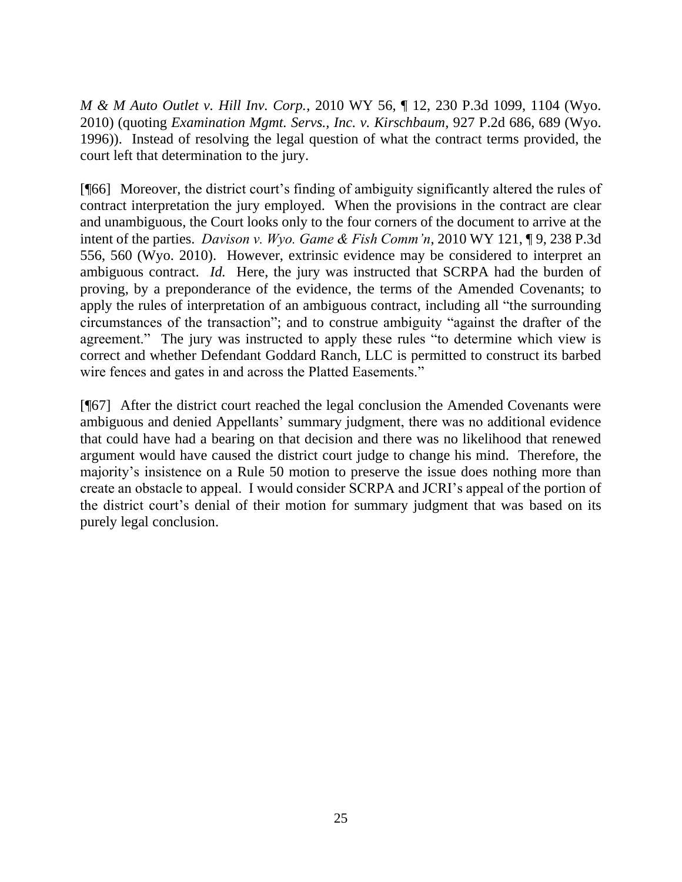*M & M Auto Outlet v. Hill Inv. Corp.*, 2010 WY 56, ¶ 12, 230 P.3d 1099, 1104 (Wyo. 2010) (quoting *Examination Mgmt. Servs., Inc. v. Kirschbaum*, 927 P.2d 686, 689 (Wyo. 1996)). Instead of resolving the legal question of what the contract terms provided, the court left that determination to the jury.

[¶66] Moreover, the district court's finding of ambiguity significantly altered the rules of contract interpretation the jury employed. When the provisions in the contract are clear and unambiguous, the Court looks only to the four corners of the document to arrive at the intent of the parties. *Davison v. Wyo. Game & Fish Comm'n*, 2010 WY 121, ¶ 9, 238 P.3d 556, 560 (Wyo. 2010). However, extrinsic evidence may be considered to interpret an ambiguous contract. *Id.* Here, the jury was instructed that SCRPA had the burden of proving, by a preponderance of the evidence, the terms of the Amended Covenants; to apply the rules of interpretation of an ambiguous contract, including all "the surrounding circumstances of the transaction"; and to construe ambiguity "against the drafter of the agreement." The jury was instructed to apply these rules "to determine which view is correct and whether Defendant Goddard Ranch, LLC is permitted to construct its barbed wire fences and gates in and across the Platted Easements."

[¶67] After the district court reached the legal conclusion the Amended Covenants were ambiguous and denied Appellants' summary judgment, there was no additional evidence that could have had a bearing on that decision and there was no likelihood that renewed argument would have caused the district court judge to change his mind. Therefore, the majority's insistence on a Rule 50 motion to preserve the issue does nothing more than create an obstacle to appeal. I would consider SCRPA and JCRI's appeal of the portion of the district court's denial of their motion for summary judgment that was based on its purely legal conclusion.